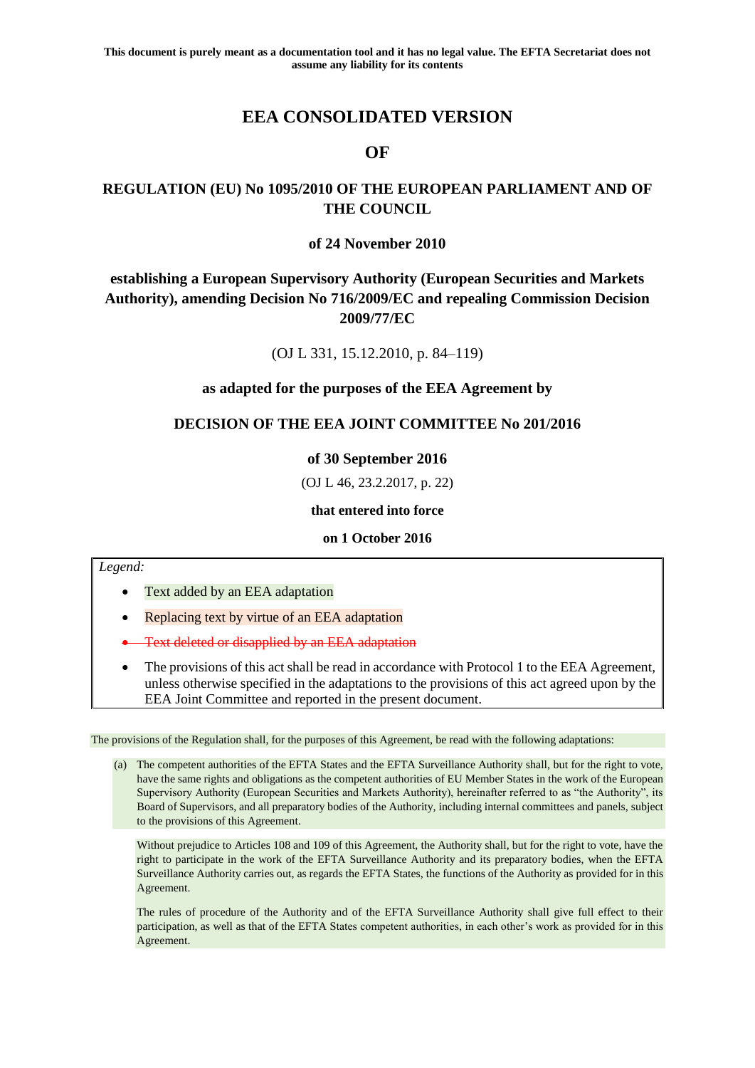**This document is purely meant as a documentation tool and it has no legal value. The EFTA Secretariat does not assume any liability for its contents**

# EEA CONSOLIDATED VERSION

# OF

## REGULATION (EU) No 1095/2010 OF THE EUROPEAN PARLIAMENT AND OF THE COUNCIL

**of 24 November 2010**

**establishing a European Supervisory Authority (European Securities and Markets Authority), amending Decision No 716/2009/EC and repealing Commission Decision 2009/77/EC**

(OJ L 331, 15.12.2010, p. 84–119)

**as adapted for the purposes of the EEA Agreement by**

**DECISION OF THE EEA JOINT COMMITTEE No 201/2016**

**of 30 September 2016**

(OJ L 46, 23.2.2017, p. 22)

**that entered into force**

**on 1 October 2016**

*Legend:*

- Text added by an EEA adaptation
- Replacing text by virtue of an EEA adaptation
- ~~Text deleted or disapplied by an EEA adaptation~~
- The provisions of this act shall be read in accordance with Protocol 1 to the EEA Agreement, unless otherwise specified in the adaptations to the provisions of this act agreed upon by the EEA Joint Committee and reported in the present document.

The provisions of the Regulation shall, for the purposes of this Agreement, be read with the following adaptations:

(a) The competent authorities of the EFTA States and the EFTA Surveillance Authority shall, but for the right to vote, have the same rights and obligations as the competent authorities of EU Member States in the work of the European Supervisory Authority (European Securities and Markets Authority), hereinafter referred to as "the Authority", its Board of Supervisors, and all preparatory bodies of the Authority, including internal committees and panels, subject to the provisions of this Agreement.

Without prejudice to Articles 108 and 109 of this Agreement, the Authority shall, but for the right to vote, have the right to participate in the work of the EFTA Surveillance Authority and its preparatory bodies, when the EFTA Surveillance Authority carries out, as regards the EFTA States, the functions of the Authority as provided for in this Agreement.

The rules of procedure of the Authority and of the EFTA Surveillance Authority shall give full effect to their participation, as well as that of the EFTA States competent authorities, in each other's work as provided for in this Agreement.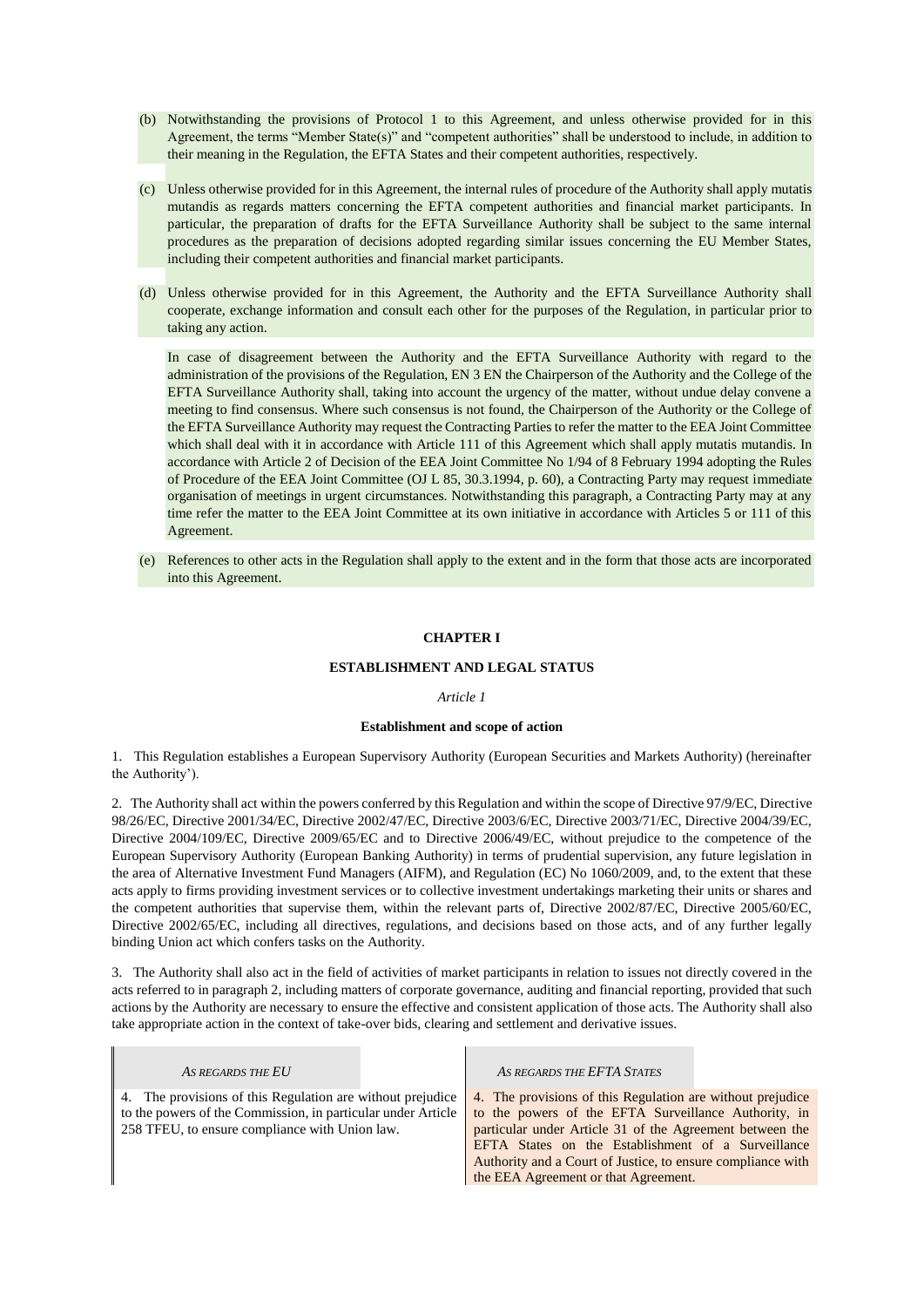(b) Notwithstanding the provisions of Protocol 1 to this Agreement, and unless otherwise provided for in this Agreement, the terms "Member State(s)" and "competent authorities" shall be understood to include, in addition to their meaning in the Regulation, the EFTA States and their competent authorities, respectively.

(c) Unless otherwise provided for in this Agreement, the internal rules of procedure of the Authority shall apply mutatis mutandis as regards matters concerning the EFTA competent authorities and financial market participants. In particular, the preparation of drafts for the EFTA Surveillance Authority shall be subject to the same internal procedures as the preparation of decisions adopted regarding similar issues concerning the EU Member States, including their competent authorities and financial market participants.

(d) Unless otherwise provided for in this Agreement, the Authority and the EFTA Surveillance Authority shall cooperate, exchange information and consult each other for the purposes of the Regulation, in particular prior to taking any action.

In case of disagreement between the Authority and the EFTA Surveillance Authority with regard to the administration of the provisions of the Regulation, EN 3 EN the Chairperson of the Authority and the College of the EFTA Surveillance Authority shall, taking into account the urgency of the matter, without undue delay convene a meeting to find consensus. Where such consensus is not found, the Chairperson of the Authority or the College of the EFTA Surveillance Authority may request the Contracting Parties to refer the matter to the EEA Joint Committee which shall deal with it in accordance with Article 111 of this Agreement which shall apply mutatis mutandis. In accordance with Article 2 of Decision of the EEA Joint Committee No 1/94 of 8 February 1994 adopting the Rules of Procedure of the EEA Joint Committee (OJ L 85, 30.3.1994, p. 60), a Contracting Party may request immediate organisation of meetings in urgent circumstances. Notwithstanding this paragraph, a Contracting Party may at any time refer the matter to the EEA Joint Committee at its own initiative in accordance with Articles 5 or 111 of this Agreement.

(e) References to other acts in the Regulation shall apply to the extent and in the form that those acts are incorporated into this Agreement.

## CHAPTER I

## ESTABLISHMENT AND LEGAL STATUS

*Article 1*

**Establishment and scope of action**

1. This Regulation establishes a European Supervisory Authority (European Securities and Markets Authority) (hereinafter the Authority').

2. The Authority shall act within the powers conferred by this Regulation and within the scope of Directive 97/9/EC, Directive 98/26/EC, Directive 2001/34/EC, Directive 2002/47/EC, Directive 2003/6/EC, Directive 2003/71/EC, Directive 2004/39/EC, Directive 2004/109/EC, Directive 2009/65/EC and to Directive 2006/49/EC, without prejudice to the competence of the European Supervisory Authority (European Banking Authority) in terms of prudential supervision, any future legislation in the area of Alternative Investment Fund Managers (AIFM), and Regulation (EC) No 1060/2009, and, to the extent that these acts apply to firms providing investment services or to collective investment undertakings marketing their units or shares and the competent authorities that supervise them, within the relevant parts of, Directive 2002/87/EC, Directive 2005/60/EC, Directive 2002/65/EC, including all directives, regulations, and decisions based on those acts, and of any further legally binding Union act which confers tasks on the Authority.

3. The Authority shall also act in the field of activities of market participants in relation to issues not directly covered in the acts referred to in paragraph 2, including matters of corporate governance, auditing and financial reporting, provided that such actions by the Authority are necessary to ensure the effective and consistent application of those acts. The Authority shall also take appropriate action in the context of take-over bids, clearing and settlement and derivative issues.

| *AS REGARDS THE EU* | *AS REGARDS THE EFTA STATES* |
|---|---|
| 4. The provisions of this Regulation are without prejudice to the powers of the Commission, in particular under Article 258 TFEU, to ensure compliance with Union law. | 4. The provisions of this Regulation are without prejudice to the powers of the EFTA Surveillance Authority, in particular under Article 31 of the Agreement between the EFTA States on the Establishment of a Surveillance Authority and a Court of Justice, to ensure compliance with the EEA Agreement or that Agreement. |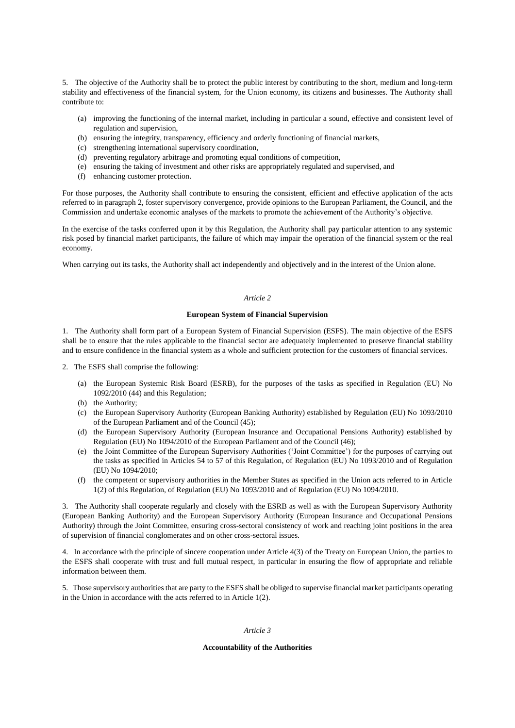5. The objective of the Authority shall be to protect the public interest by contributing to the short, medium and long-term stability and effectiveness of the financial system, for the Union economy, its citizens and businesses. The Authority shall contribute to:

- (a) improving the functioning of the internal market, including in particular a sound, effective and consistent level of regulation and supervision,
- (b) ensuring the integrity, transparency, efficiency and orderly functioning of financial markets,
- (c) strengthening international supervisory coordination,
- (d) preventing regulatory arbitrage and promoting equal conditions of competition,
- (e) ensuring the taking of investment and other risks are appropriately regulated and supervised, and
- (f) enhancing customer protection.

For those purposes, the Authority shall contribute to ensuring the consistent, efficient and effective application of the acts referred to in paragraph 2, foster supervisory convergence, provide opinions to the European Parliament, the Council, and the Commission and undertake economic analyses of the markets to promote the achievement of the Authority's objective.

In the exercise of the tasks conferred upon it by this Regulation, the Authority shall pay particular attention to any systemic risk posed by financial market participants, the failure of which may impair the operation of the financial system or the real economy.

When carrying out its tasks, the Authority shall act independently and objectively and in the interest of the Union alone.

*Article 2*

**European System of Financial Supervision**

1. The Authority shall form part of a European System of Financial Supervision (ESFS). The main objective of the ESFS shall be to ensure that the rules applicable to the financial sector are adequately implemented to preserve financial stability and to ensure confidence in the financial system as a whole and sufficient protection for the customers of financial services.

2. The ESFS shall comprise the following:

- (a) the European Systemic Risk Board (ESRB), for the purposes of the tasks as specified in Regulation (EU) No 1092/2010 (44) and this Regulation;
- (b) the Authority;
- (c) the European Supervisory Authority (European Banking Authority) established by Regulation (EU) No 1093/2010 of the European Parliament and of the Council (45);
- (d) the European Supervisory Authority (European Insurance and Occupational Pensions Authority) established by Regulation (EU) No 1094/2010 of the European Parliament and of the Council (46);
- (e) the Joint Committee of the European Supervisory Authorities ('Joint Committee') for the purposes of carrying out the tasks as specified in Articles 54 to 57 of this Regulation, of Regulation (EU) No 1093/2010 and of Regulation (EU) No 1094/2010;
- (f) the competent or supervisory authorities in the Member States as specified in the Union acts referred to in Article 1(2) of this Regulation, of Regulation (EU) No 1093/2010 and of Regulation (EU) No 1094/2010.

3. The Authority shall cooperate regularly and closely with the ESRB as well as with the European Supervisory Authority (European Banking Authority) and the European Supervisory Authority (European Insurance and Occupational Pensions Authority) through the Joint Committee, ensuring cross-sectoral consistency of work and reaching joint positions in the area of supervision of financial conglomerates and on other cross-sectoral issues.

4. In accordance with the principle of sincere cooperation under Article 4(3) of the Treaty on European Union, the parties to the ESFS shall cooperate with trust and full mutual respect, in particular in ensuring the flow of appropriate and reliable information between them.

5. Those supervisory authorities that are party to the ESFS shall be obliged to supervise financial market participants operating in the Union in accordance with the acts referred to in Article 1(2).

*Article 3*

**Accountability of the Authorities**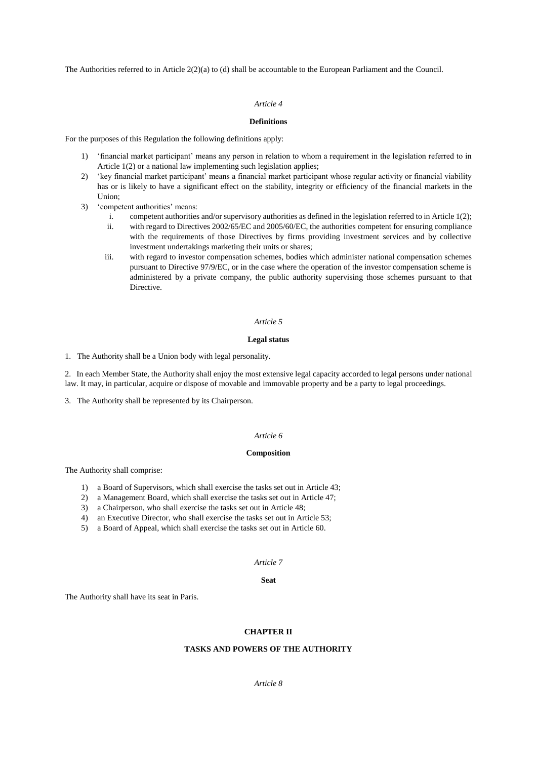The Authorities referred to in Article 2(2)(a) to (d) shall be accountable to the European Parliament and the Council.

*Article 4*

**Definitions**

For the purposes of this Regulation the following definitions apply:

1) 'financial market participant' means any person in relation to whom a requirement in the legislation referred to in Article 1(2) or a national law implementing such legislation applies;
2) 'key financial market participant' means a financial market participant whose regular activity or financial viability has or is likely to have a significant effect on the stability, integrity or efficiency of the financial markets in the Union;
3) 'competent authorities' means:
   i. competent authorities and/or supervisory authorities as defined in the legislation referred to in Article 1(2);
   ii. with regard to Directives 2002/65/EC and 2005/60/EC, the authorities competent for ensuring compliance with the requirements of those Directives by firms providing investment services and by collective investment undertakings marketing their units or shares;
   iii. with regard to investor compensation schemes, bodies which administer national compensation schemes pursuant to Directive 97/9/EC, or in the case where the operation of the investor compensation scheme is administered by a private company, the public authority supervising those schemes pursuant to that Directive.

*Article 5*

**Legal status**

1. The Authority shall be a Union body with legal personality.

2. In each Member State, the Authority shall enjoy the most extensive legal capacity accorded to legal persons under national law. It may, in particular, acquire or dispose of movable and immovable property and be a party to legal proceedings.

3. The Authority shall be represented by its Chairperson.

*Article 6*

**Composition**

The Authority shall comprise:

1) a Board of Supervisors, which shall exercise the tasks set out in Article 43;
2) a Management Board, which shall exercise the tasks set out in Article 47;
3) a Chairperson, who shall exercise the tasks set out in Article 48;
4) an Executive Director, who shall exercise the tasks set out in Article 53;
5) a Board of Appeal, which shall exercise the tasks set out in Article 60.

*Article 7*

**Seat**

The Authority shall have its seat in Paris.

**CHAPTER II**

**TASKS AND POWERS OF THE AUTHORITY**

*Article 8*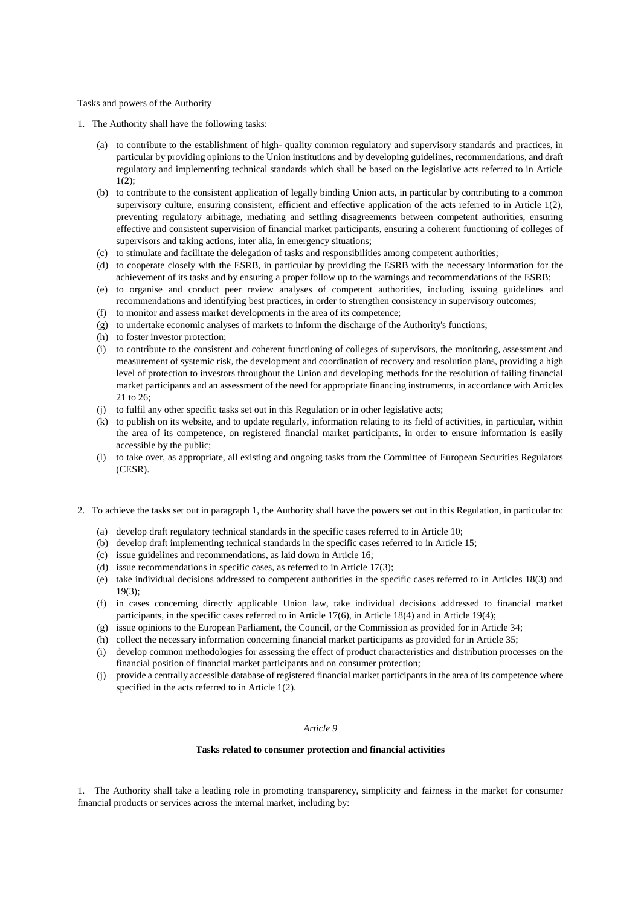Tasks and powers of the Authority

1. The Authority shall have the following tasks:

   (a) to contribute to the establishment of high- quality common regulatory and supervisory standards and practices, in particular by providing opinions to the Union institutions and by developing guidelines, recommendations, and draft regulatory and implementing technical standards which shall be based on the legislative acts referred to in Article 1(2);

   (b) to contribute to the consistent application of legally binding Union acts, in particular by contributing to a common supervisory culture, ensuring consistent, efficient and effective application of the acts referred to in Article 1(2), preventing regulatory arbitrage, mediating and settling disagreements between competent authorities, ensuring effective and consistent supervision of financial market participants, ensuring a coherent functioning of colleges of supervisors and taking actions, inter alia, in emergency situations;

   (c) to stimulate and facilitate the delegation of tasks and responsibilities among competent authorities;

   (d) to cooperate closely with the ESRB, in particular by providing the ESRB with the necessary information for the achievement of its tasks and by ensuring a proper follow up to the warnings and recommendations of the ESRB;

   (e) to organise and conduct peer review analyses of competent authorities, including issuing guidelines and recommendations and identifying best practices, in order to strengthen consistency in supervisory outcomes;

   (f) to monitor and assess market developments in the area of its competence;

   (g) to undertake economic analyses of markets to inform the discharge of the Authority's functions;

   (h) to foster investor protection;

   (i) to contribute to the consistent and coherent functioning of colleges of supervisors, the monitoring, assessment and measurement of systemic risk, the development and coordination of recovery and resolution plans, providing a high level of protection to investors throughout the Union and developing methods for the resolution of failing financial market participants and an assessment of the need for appropriate financing instruments, in accordance with Articles 21 to 26;

   (j) to fulfil any other specific tasks set out in this Regulation or in other legislative acts;

   (k) to publish on its website, and to update regularly, information relating to its field of activities, in particular, within the area of its competence, on registered financial market participants, in order to ensure information is easily accessible by the public;

   (l) to take over, as appropriate, all existing and ongoing tasks from the Committee of European Securities Regulators (CESR).

2. To achieve the tasks set out in paragraph 1, the Authority shall have the powers set out in this Regulation, in particular to:

   (a) develop draft regulatory technical standards in the specific cases referred to in Article 10;

   (b) develop draft implementing technical standards in the specific cases referred to in Article 15;

   (c) issue guidelines and recommendations, as laid down in Article 16;

   (d) issue recommendations in specific cases, as referred to in Article 17(3);

   (e) take individual decisions addressed to competent authorities in the specific cases referred to in Articles 18(3) and 19(3);

   (f) in cases concerning directly applicable Union law, take individual decisions addressed to financial market participants, in the specific cases referred to in Article 17(6), in Article 18(4) and in Article 19(4);

   (g) issue opinions to the European Parliament, the Council, or the Commission as provided for in Article 34;

   (h) collect the necessary information concerning financial market participants as provided for in Article 35;

   (i) develop common methodologies for assessing the effect of product characteristics and distribution processes on the financial position of financial market participants and on consumer protection;

   (j) provide a centrally accessible database of registered financial market participants in the area of its competence where specified in the acts referred to in Article 1(2).

*Article 9*

**Tasks related to consumer protection and financial activities**

1. The Authority shall take a leading role in promoting transparency, simplicity and fairness in the market for consumer financial products or services across the internal market, including by: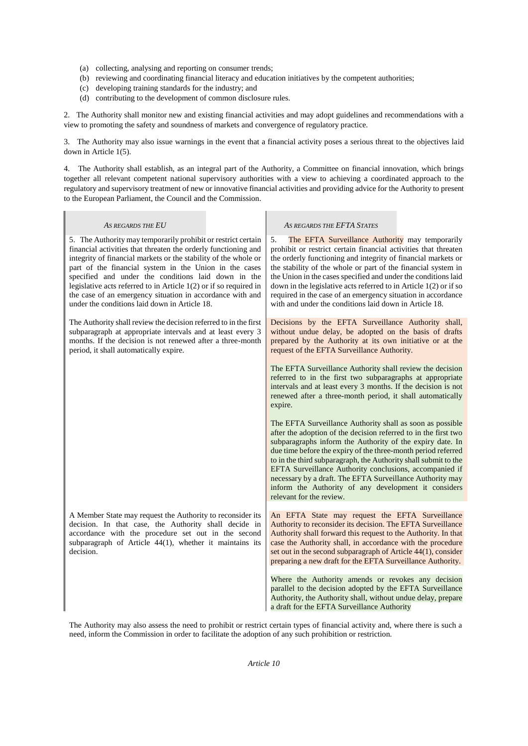(a) collecting, analysing and reporting on consumer trends;
(b) reviewing and coordinating financial literacy and education initiatives by the competent authorities;
(c) developing training standards for the industry; and
(d) contributing to the development of common disclosure rules.

2. The Authority shall monitor new and existing financial activities and may adopt guidelines and recommendations with a view to promoting the safety and soundness of markets and convergence of regulatory practice.

3. The Authority may also issue warnings in the event that a financial activity poses a serious threat to the objectives laid down in Article 1(5).

4. The Authority shall establish, as an integral part of the Authority, a Committee on financial innovation, which brings together all relevant competent national supervisory authorities with a view to achieving a coordinated approach to the regulatory and supervisory treatment of new or innovative financial activities and providing advice for the Authority to present to the European Parliament, the Council and the Commission.

| *As regards the EU* | *As regards the EFTA States* |
|---|---|
| 5. The Authority may temporarily prohibit or restrict certain financial activities that threaten the orderly functioning and integrity of financial markets or the stability of the whole or part of the financial system in the Union in the cases specified and under the conditions laid down in the legislative acts referred to in Article 1(2) or if so required in the case of an emergency situation in accordance with and under the conditions laid down in Article 18. | 5. The EFTA Surveillance Authority may temporarily prohibit or restrict certain financial activities that threaten the orderly functioning and integrity of financial markets or the stability of the whole or part of the financial system in the Union in the cases specified and under the conditions laid down in the legislative acts referred to in Article 1(2) or if so required in the case of an emergency situation in accordance with and under the conditions laid down in Article 18. |
| The Authority shall review the decision referred to in the first subparagraph at appropriate intervals and at least every 3 months. If the decision is not renewed after a three-month period, it shall automatically expire. | Decisions by the EFTA Surveillance Authority shall, without undue delay, be adopted on the basis of drafts prepared by the Authority at its own initiative or at the request of the EFTA Surveillance Authority. |
| | The EFTA Surveillance Authority shall review the decision referred to in the first two subparagraphs at appropriate intervals and at least every 3 months. If the decision is not renewed after a three-month period, it shall automatically expire. |
| | The EFTA Surveillance Authority shall as soon as possible after the adoption of the decision referred to in the first two subparagraphs inform the Authority of the expiry date. In due time before the expiry of the three-month period referred to in the third subparagraph, the Authority shall submit to the EFTA Surveillance Authority conclusions, accompanied if necessary by a draft. The EFTA Surveillance Authority may inform the Authority of any development it considers relevant for the review. |
| A Member State may request the Authority to reconsider its decision. In that case, the Authority shall decide in accordance with the procedure set out in the second subparagraph of Article 44(1), whether it maintains its decision. | An EFTA State may request the EFTA Surveillance Authority to reconsider its decision. The EFTA Surveillance Authority shall forward this request to the Authority. In that case the Authority shall, in accordance with the procedure set out in the second subparagraph of Article 44(1), consider preparing a new draft for the EFTA Surveillance Authority. |
| | Where the Authority amends or revokes any decision parallel to the decision adopted by the EFTA Surveillance Authority, the Authority shall, without undue delay, prepare a draft for the EFTA Surveillance Authority |

The Authority may also assess the need to prohibit or restrict certain types of financial activity and, where there is such a need, inform the Commission in order to facilitate the adoption of any such prohibition or restriction.

*Article 10*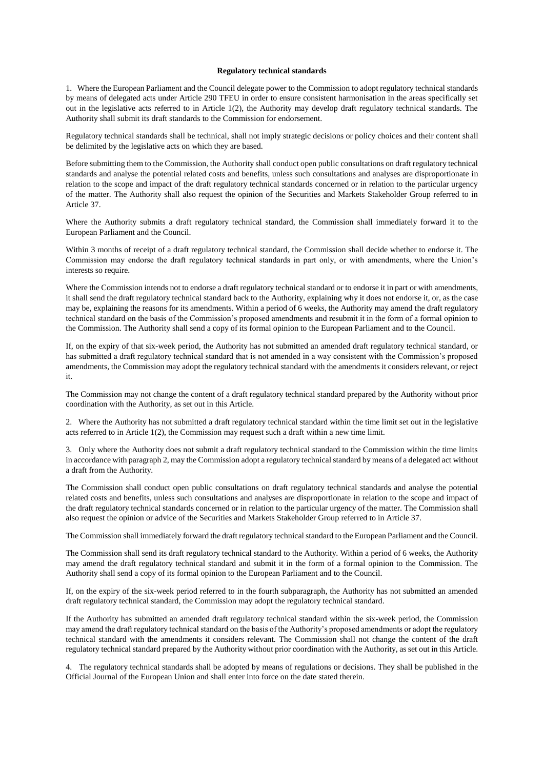**Regulatory technical standards**

1. Where the European Parliament and the Council delegate power to the Commission to adopt regulatory technical standards by means of delegated acts under Article 290 TFEU in order to ensure consistent harmonisation in the areas specifically set out in the legislative acts referred to in Article 1(2), the Authority may develop draft regulatory technical standards. The Authority shall submit its draft standards to the Commission for endorsement.

Regulatory technical standards shall be technical, shall not imply strategic decisions or policy choices and their content shall be delimited by the legislative acts on which they are based.

Before submitting them to the Commission, the Authority shall conduct open public consultations on draft regulatory technical standards and analyse the potential related costs and benefits, unless such consultations and analyses are disproportionate in relation to the scope and impact of the draft regulatory technical standards concerned or in relation to the particular urgency of the matter. The Authority shall also request the opinion of the Securities and Markets Stakeholder Group referred to in Article 37.

Where the Authority submits a draft regulatory technical standard, the Commission shall immediately forward it to the European Parliament and the Council.

Within 3 months of receipt of a draft regulatory technical standard, the Commission shall decide whether to endorse it. The Commission may endorse the draft regulatory technical standards in part only, or with amendments, where the Union's interests so require.

Where the Commission intends not to endorse a draft regulatory technical standard or to endorse it in part or with amendments, it shall send the draft regulatory technical standard back to the Authority, explaining why it does not endorse it, or, as the case may be, explaining the reasons for its amendments. Within a period of 6 weeks, the Authority may amend the draft regulatory technical standard on the basis of the Commission's proposed amendments and resubmit it in the form of a formal opinion to the Commission. The Authority shall send a copy of its formal opinion to the European Parliament and to the Council.

If, on the expiry of that six-week period, the Authority has not submitted an amended draft regulatory technical standard, or has submitted a draft regulatory technical standard that is not amended in a way consistent with the Commission's proposed amendments, the Commission may adopt the regulatory technical standard with the amendments it considers relevant, or reject it.

The Commission may not change the content of a draft regulatory technical standard prepared by the Authority without prior coordination with the Authority, as set out in this Article.

2. Where the Authority has not submitted a draft regulatory technical standard within the time limit set out in the legislative acts referred to in Article 1(2), the Commission may request such a draft within a new time limit.

3. Only where the Authority does not submit a draft regulatory technical standard to the Commission within the time limits in accordance with paragraph 2, may the Commission adopt a regulatory technical standard by means of a delegated act without a draft from the Authority.

The Commission shall conduct open public consultations on draft regulatory technical standards and analyse the potential related costs and benefits, unless such consultations and analyses are disproportionate in relation to the scope and impact of the draft regulatory technical standards concerned or in relation to the particular urgency of the matter. The Commission shall also request the opinion or advice of the Securities and Markets Stakeholder Group referred to in Article 37.

The Commission shall immediately forward the draft regulatory technical standard to the European Parliament and the Council.

The Commission shall send its draft regulatory technical standard to the Authority. Within a period of 6 weeks, the Authority may amend the draft regulatory technical standard and submit it in the form of a formal opinion to the Commission. The Authority shall send a copy of its formal opinion to the European Parliament and to the Council.

If, on the expiry of the six-week period referred to in the fourth subparagraph, the Authority has not submitted an amended draft regulatory technical standard, the Commission may adopt the regulatory technical standard.

If the Authority has submitted an amended draft regulatory technical standard within the six-week period, the Commission may amend the draft regulatory technical standard on the basis of the Authority's proposed amendments or adopt the regulatory technical standard with the amendments it considers relevant. The Commission shall not change the content of the draft regulatory technical standard prepared by the Authority without prior coordination with the Authority, as set out in this Article.

4. The regulatory technical standards shall be adopted by means of regulations or decisions. They shall be published in the Official Journal of the European Union and shall enter into force on the date stated therein.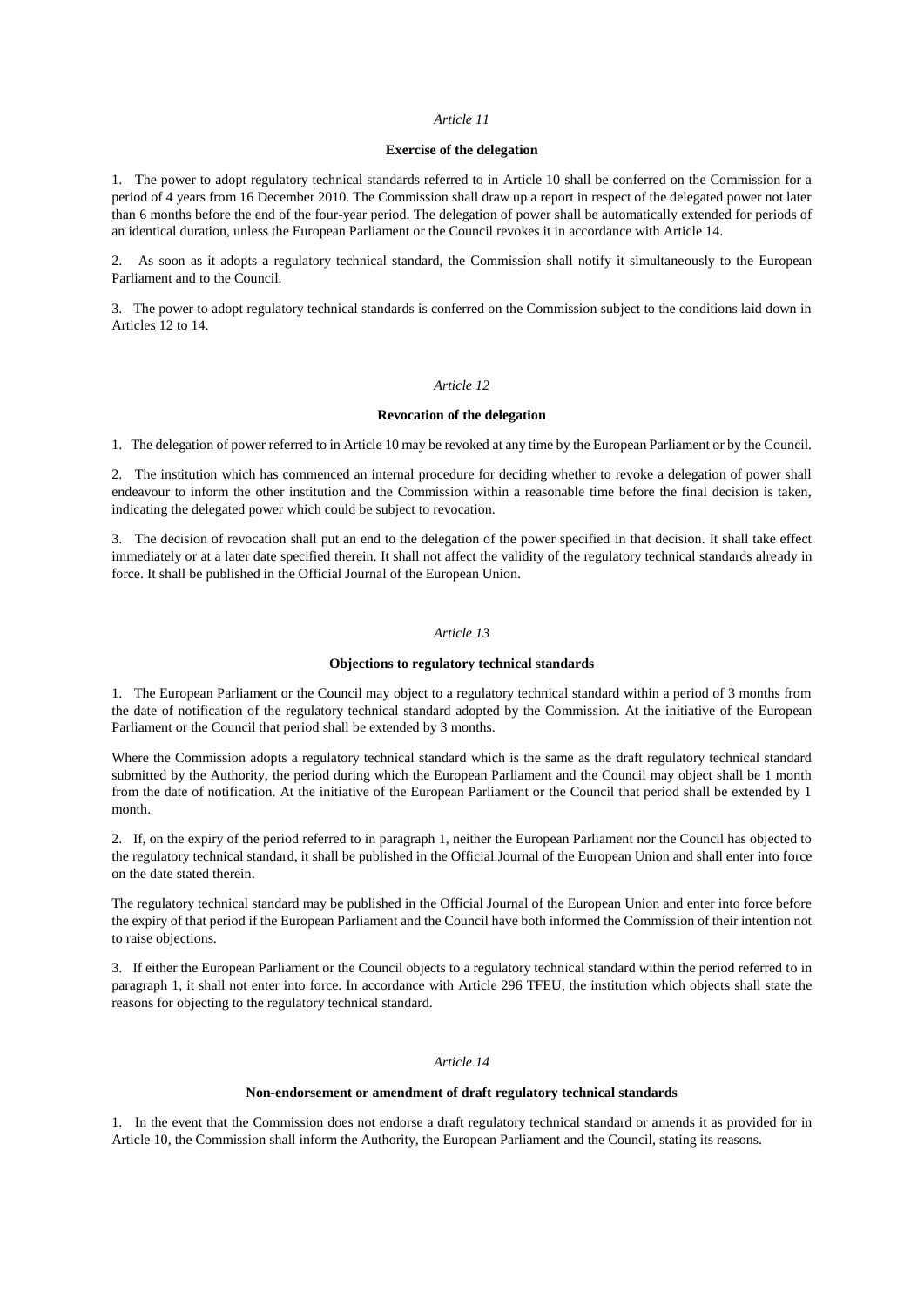*Article 11*

**Exercise of the delegation**

1. The power to adopt regulatory technical standards referred to in Article 10 shall be conferred on the Commission for a period of 4 years from 16 December 2010. The Commission shall draw up a report in respect of the delegated power not later than 6 months before the end of the four-year period. The delegation of power shall be automatically extended for periods of an identical duration, unless the European Parliament or the Council revokes it in accordance with Article 14.

2. As soon as it adopts a regulatory technical standard, the Commission shall notify it simultaneously to the European Parliament and to the Council.

3. The power to adopt regulatory technical standards is conferred on the Commission subject to the conditions laid down in Articles 12 to 14.

*Article 12*

**Revocation of the delegation**

1. The delegation of power referred to in Article 10 may be revoked at any time by the European Parliament or by the Council.

2. The institution which has commenced an internal procedure for deciding whether to revoke a delegation of power shall endeavour to inform the other institution and the Commission within a reasonable time before the final decision is taken, indicating the delegated power which could be subject to revocation.

3. The decision of revocation shall put an end to the delegation of the power specified in that decision. It shall take effect immediately or at a later date specified therein. It shall not affect the validity of the regulatory technical standards already in force. It shall be published in the Official Journal of the European Union.

*Article 13*

**Objections to regulatory technical standards**

1. The European Parliament or the Council may object to a regulatory technical standard within a period of 3 months from the date of notification of the regulatory technical standard adopted by the Commission. At the initiative of the European Parliament or the Council that period shall be extended by 3 months.

Where the Commission adopts a regulatory technical standard which is the same as the draft regulatory technical standard submitted by the Authority, the period during which the European Parliament and the Council may object shall be 1 month from the date of notification. At the initiative of the European Parliament or the Council that period shall be extended by 1 month.

2. If, on the expiry of the period referred to in paragraph 1, neither the European Parliament nor the Council has objected to the regulatory technical standard, it shall be published in the Official Journal of the European Union and shall enter into force on the date stated therein.

The regulatory technical standard may be published in the Official Journal of the European Union and enter into force before the expiry of that period if the European Parliament and the Council have both informed the Commission of their intention not to raise objections.

3. If either the European Parliament or the Council objects to a regulatory technical standard within the period referred to in paragraph 1, it shall not enter into force. In accordance with Article 296 TFEU, the institution which objects shall state the reasons for objecting to the regulatory technical standard.

*Article 14*

**Non-endorsement or amendment of draft regulatory technical standards**

1. In the event that the Commission does not endorse a draft regulatory technical standard or amends it as provided for in Article 10, the Commission shall inform the Authority, the European Parliament and the Council, stating its reasons.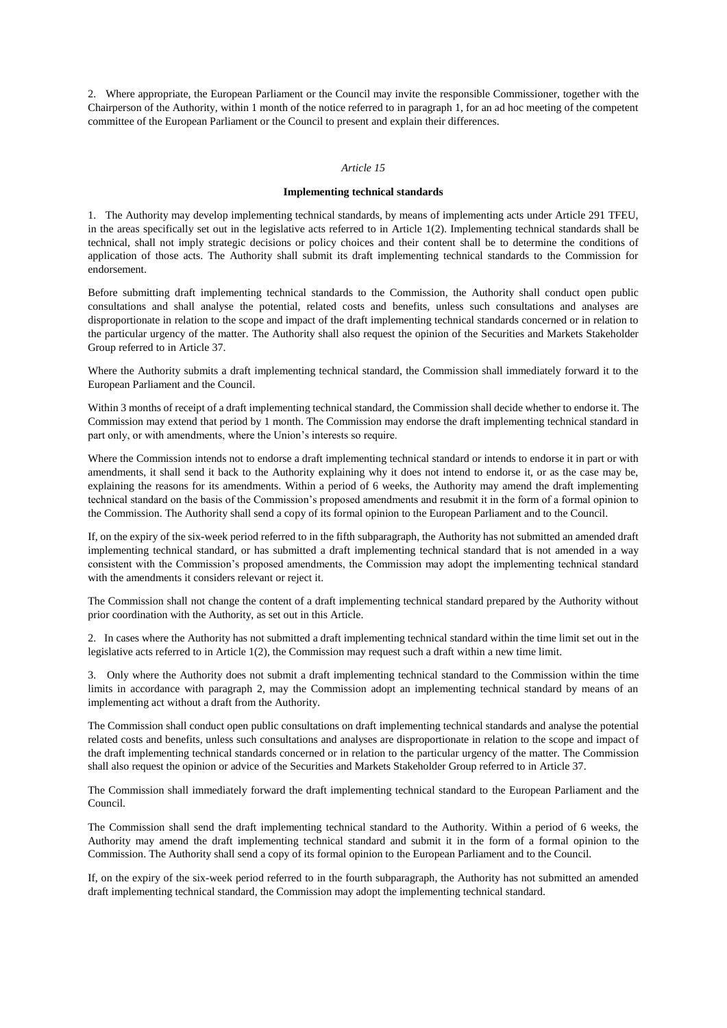2. Where appropriate, the European Parliament or the Council may invite the responsible Commissioner, together with the Chairperson of the Authority, within 1 month of the notice referred to in paragraph 1, for an ad hoc meeting of the competent committee of the European Parliament or the Council to present and explain their differences.

*Article 15*

**Implementing technical standards**

1. The Authority may develop implementing technical standards, by means of implementing acts under Article 291 TFEU, in the areas specifically set out in the legislative acts referred to in Article 1(2). Implementing technical standards shall be technical, shall not imply strategic decisions or policy choices and their content shall be to determine the conditions of application of those acts. The Authority shall submit its draft implementing technical standards to the Commission for endorsement.

Before submitting draft implementing technical standards to the Commission, the Authority shall conduct open public consultations and shall analyse the potential, related costs and benefits, unless such consultations and analyses are disproportionate in relation to the scope and impact of the draft implementing technical standards concerned or in relation to the particular urgency of the matter. The Authority shall also request the opinion of the Securities and Markets Stakeholder Group referred to in Article 37.

Where the Authority submits a draft implementing technical standard, the Commission shall immediately forward it to the European Parliament and the Council.

Within 3 months of receipt of a draft implementing technical standard, the Commission shall decide whether to endorse it. The Commission may extend that period by 1 month. The Commission may endorse the draft implementing technical standard in part only, or with amendments, where the Union's interests so require.

Where the Commission intends not to endorse a draft implementing technical standard or intends to endorse it in part or with amendments, it shall send it back to the Authority explaining why it does not intend to endorse it, or as the case may be, explaining the reasons for its amendments. Within a period of 6 weeks, the Authority may amend the draft implementing technical standard on the basis of the Commission's proposed amendments and resubmit it in the form of a formal opinion to the Commission. The Authority shall send a copy of its formal opinion to the European Parliament and to the Council.

If, on the expiry of the six-week period referred to in the fifth subparagraph, the Authority has not submitted an amended draft implementing technical standard, or has submitted a draft implementing technical standard that is not amended in a way consistent with the Commission's proposed amendments, the Commission may adopt the implementing technical standard with the amendments it considers relevant or reject it.

The Commission shall not change the content of a draft implementing technical standard prepared by the Authority without prior coordination with the Authority, as set out in this Article.

2. In cases where the Authority has not submitted a draft implementing technical standard within the time limit set out in the legislative acts referred to in Article 1(2), the Commission may request such a draft within a new time limit.

3. Only where the Authority does not submit a draft implementing technical standard to the Commission within the time limits in accordance with paragraph 2, may the Commission adopt an implementing technical standard by means of an implementing act without a draft from the Authority.

The Commission shall conduct open public consultations on draft implementing technical standards and analyse the potential related costs and benefits, unless such consultations and analyses are disproportionate in relation to the scope and impact of the draft implementing technical standards concerned or in relation to the particular urgency of the matter. The Commission shall also request the opinion or advice of the Securities and Markets Stakeholder Group referred to in Article 37.

The Commission shall immediately forward the draft implementing technical standard to the European Parliament and the Council.

The Commission shall send the draft implementing technical standard to the Authority. Within a period of 6 weeks, the Authority may amend the draft implementing technical standard and submit it in the form of a formal opinion to the Commission. The Authority shall send a copy of its formal opinion to the European Parliament and to the Council.

If, on the expiry of the six-week period referred to in the fourth subparagraph, the Authority has not submitted an amended draft implementing technical standard, the Commission may adopt the implementing technical standard.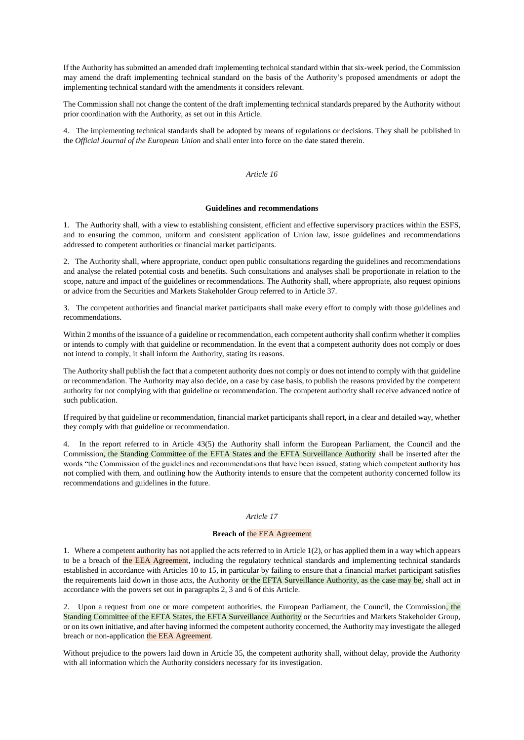If the Authority has submitted an amended draft implementing technical standard within that six-week period, the Commission may amend the draft implementing technical standard on the basis of the Authority's proposed amendments or adopt the implementing technical standard with the amendments it considers relevant.

The Commission shall not change the content of the draft implementing technical standards prepared by the Authority without prior coordination with the Authority, as set out in this Article.

4. The implementing technical standards shall be adopted by means of regulations or decisions. They shall be published in the *Official Journal of the European Union* and shall enter into force on the date stated therein.

*Article 16*

**Guidelines and recommendations**

1. The Authority shall, with a view to establishing consistent, efficient and effective supervisory practices within the ESFS, and to ensuring the common, uniform and consistent application of Union law, issue guidelines and recommendations addressed to competent authorities or financial market participants.

2. The Authority shall, where appropriate, conduct open public consultations regarding the guidelines and recommendations and analyse the related potential costs and benefits. Such consultations and analyses shall be proportionate in relation to the scope, nature and impact of the guidelines or recommendations. The Authority shall, where appropriate, also request opinions or advice from the Securities and Markets Stakeholder Group referred to in Article 37.

3. The competent authorities and financial market participants shall make every effort to comply with those guidelines and recommendations.

Within 2 months of the issuance of a guideline or recommendation, each competent authority shall confirm whether it complies or intends to comply with that guideline or recommendation. In the event that a competent authority does not comply or does not intend to comply, it shall inform the Authority, stating its reasons.

The Authority shall publish the fact that a competent authority does not comply or does not intend to comply with that guideline or recommendation. The Authority may also decide, on a case by case basis, to publish the reasons provided by the competent authority for not complying with that guideline or recommendation. The competent authority shall receive advanced notice of such publication.

If required by that guideline or recommendation, financial market participants shall report, in a clear and detailed way, whether they comply with that guideline or recommendation.

4. In the report referred to in Article 43(5) the Authority shall inform the European Parliament, the Council and the Commission, the Standing Committee of the EFTA States and the EFTA Surveillance Authority shall be inserted after the words "the Commission of the guidelines and recommendations that have been issued, stating which competent authority has not complied with them, and outlining how the Authority intends to ensure that the competent authority concerned follow its recommendations and guidelines in the future.

*Article 17*

**Breach of the EEA Agreement**

1. Where a competent authority has not applied the acts referred to in Article 1(2), or has applied them in a way which appears to be a breach of the EEA Agreement, including the regulatory technical standards and implementing technical standards established in accordance with Articles 10 to 15, in particular by failing to ensure that a financial market participant satisfies the requirements laid down in those acts, the Authority or the EFTA Surveillance Authority, as the case may be, shall act in accordance with the powers set out in paragraphs 2, 3 and 6 of this Article.

2. Upon a request from one or more competent authorities, the European Parliament, the Council, the Commission, the Standing Committee of the EFTA States, the EFTA Surveillance Authority or the Securities and Markets Stakeholder Group, or on its own initiative, and after having informed the competent authority concerned, the Authority may investigate the alleged breach or non-application the EEA Agreement.

Without prejudice to the powers laid down in Article 35, the competent authority shall, without delay, provide the Authority with all information which the Authority considers necessary for its investigation.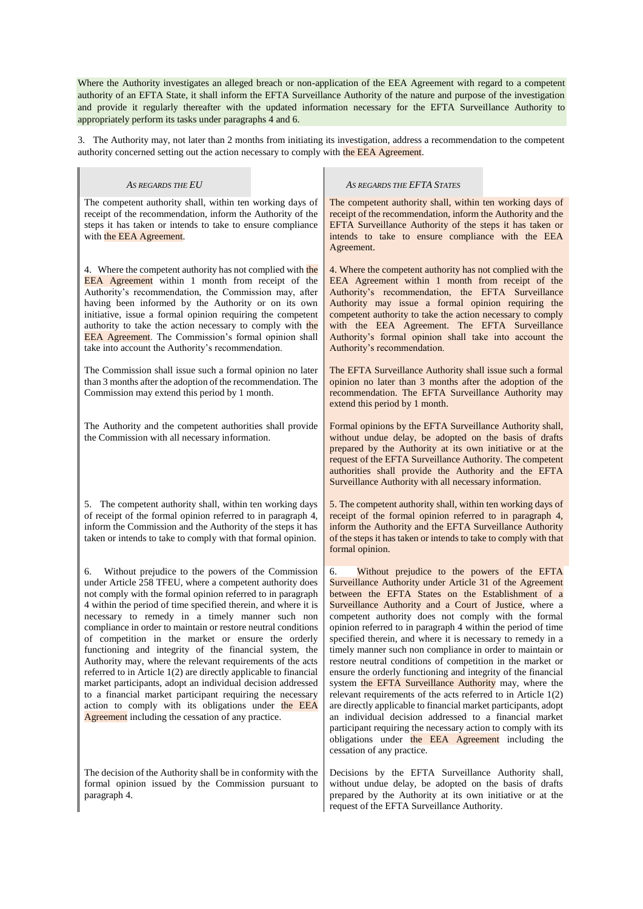Where the Authority investigates an alleged breach or non-application of the EEA Agreement with regard to a competent authority of an EFTA State, it shall inform the EFTA Surveillance Authority of the nature and purpose of the investigation and provide it regularly thereafter with the updated information necessary for the EFTA Surveillance Authority to appropriately perform its tasks under paragraphs 4 and 6.

3. The Authority may, not later than 2 months from initiating its investigation, address a recommendation to the competent authority concerned setting out the action necessary to comply with the EEA Agreement.

| *As regards the EU* | *As regards the EFTA States* |
|---|---|
| The competent authority shall, within ten working days of receipt of the recommendation, inform the Authority of the steps it has taken or intends to take to ensure compliance with the EEA Agreement. | The competent authority shall, within ten working days of receipt of the recommendation, inform the Authority and the EFTA Surveillance Authority of the steps it has taken or intends to take to ensure compliance with the EEA Agreement. |
| 4. Where the competent authority has not complied with the EEA Agreement within 1 month from receipt of the Authority's recommendation, the Commission may, after having been informed by the Authority or on its own initiative, issue a formal opinion requiring the competent authority to take the action necessary to comply with the EEA Agreement. The Commission's formal opinion shall take into account the Authority's recommendation. | 4. Where the competent authority has not complied with the EEA Agreement within 1 month from receipt of the Authority's recommendation, the EFTA Surveillance Authority may issue a formal opinion requiring the competent authority to take the action necessary to comply with the EEA Agreement. The EFTA Surveillance Authority's formal opinion shall take into account the Authority's recommendation. |
| The Commission shall issue such a formal opinion no later than 3 months after the adoption of the recommendation. The Commission may extend this period by 1 month. | The EFTA Surveillance Authority shall issue such a formal opinion no later than 3 months after the adoption of the recommendation. The EFTA Surveillance Authority may extend this period by 1 month. |
| The Authority and the competent authorities shall provide the Commission with all necessary information. | Formal opinions by the EFTA Surveillance Authority shall, without undue delay, be adopted on the basis of drafts prepared by the Authority at its own initiative or at the request of the EFTA Surveillance Authority. The competent authorities shall provide the Authority and the EFTA Surveillance Authority with all necessary information. |
| 5. The competent authority shall, within ten working days of receipt of the formal opinion referred to in paragraph 4, inform the Commission and the Authority of the steps it has taken or intends to take to comply with that formal opinion. | 5. The competent authority shall, within ten working days of receipt of the formal opinion referred to in paragraph 4, inform the Authority and the EFTA Surveillance Authority of the steps it has taken or intends to take to comply with that formal opinion. |
| 6. Without prejudice to the powers of the Commission under Article 258 TFEU, where a competent authority does not comply with the formal opinion referred to in paragraph 4 within the period of time specified therein, and where it is necessary to remedy in a timely manner such non compliance in order to maintain or restore neutral conditions of competition in the market or ensure the orderly functioning and integrity of the financial system, the Authority may, where the relevant requirements of the acts referred to in Article 1(2) are directly applicable to financial market participants, adopt an individual decision addressed to a financial market participant requiring the necessary action to comply with its obligations under the EEA Agreement including the cessation of any practice. | 6. Without prejudice to the powers of the EFTA Surveillance Authority under Article 31 of the Agreement between the EFTA States on the Establishment of a Surveillance Authority and a Court of Justice, where a competent authority does not comply with the formal opinion referred to in paragraph 4 within the period of time specified therein, and where it is necessary to remedy in a timely manner such non compliance in order to maintain or restore neutral conditions of competition in the market or ensure the orderly functioning and integrity of the financial system the EFTA Surveillance Authority may, where the relevant requirements of the acts referred to in Article 1(2) are directly applicable to financial market participants, adopt an individual decision addressed to a financial market participant requiring the necessary action to comply with its obligations under the EEA Agreement including the cessation of any practice. |
| The decision of the Authority shall be in conformity with the formal opinion issued by the Commission pursuant to paragraph 4. | Decisions by the EFTA Surveillance Authority shall, without undue delay, be adopted on the basis of drafts prepared by the Authority at its own initiative or at the request of the EFTA Surveillance Authority. |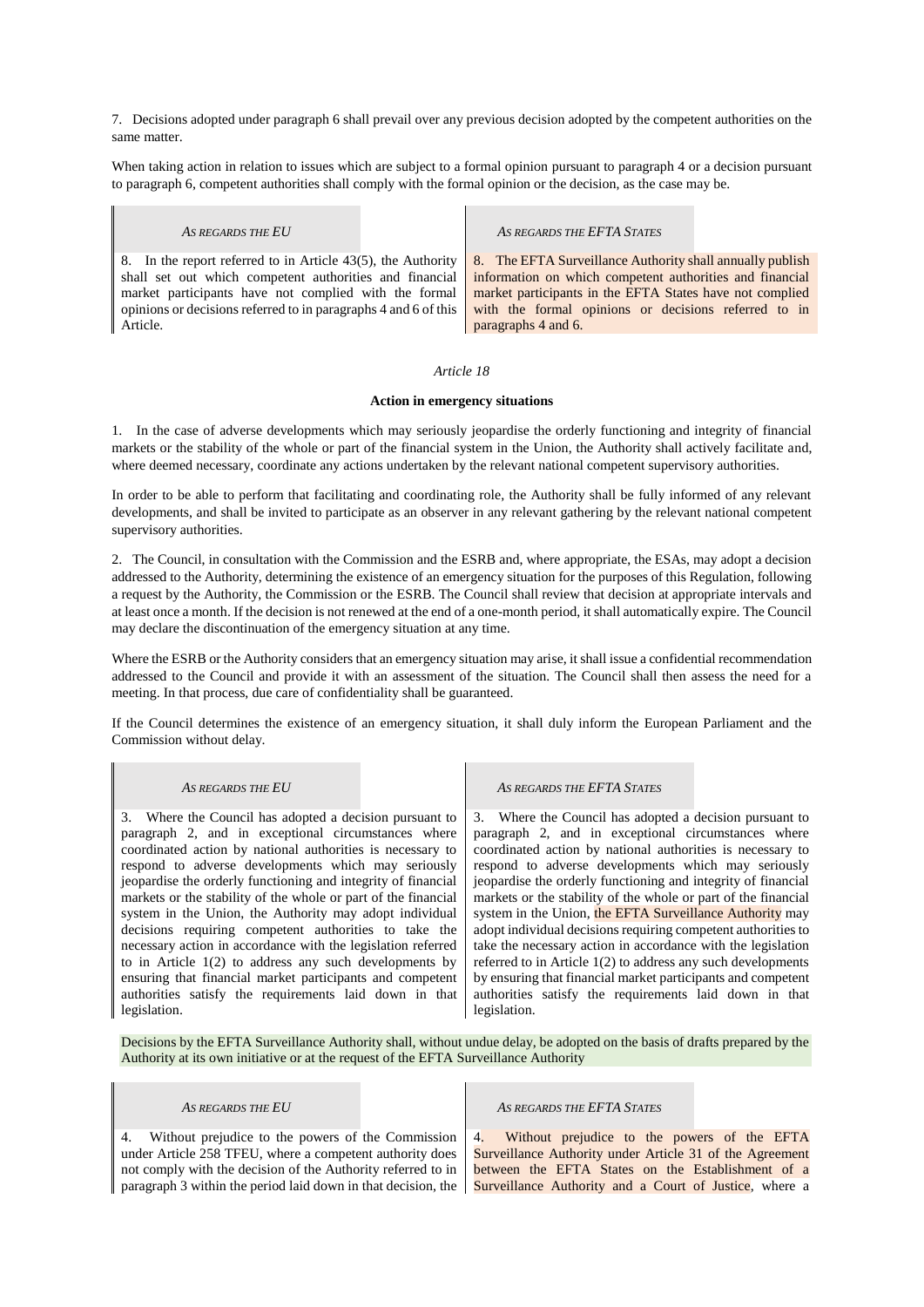7. Decisions adopted under paragraph 6 shall prevail over any previous decision adopted by the competent authorities on the same matter.

When taking action in relation to issues which are subject to a formal opinion pursuant to paragraph 4 or a decision pursuant to paragraph 6, competent authorities shall comply with the formal opinion or the decision, as the case may be.

| *AS REGARDS THE EU* | *AS REGARDS THE EFTA STATES* |
|---|---|
| 8. In the report referred to in Article 43(5), the Authority shall set out which competent authorities and financial market participants have not complied with the formal opinions or decisions referred to in paragraphs 4 and 6 of this Article. | 8. The EFTA Surveillance Authority shall annually publish information on which competent authorities and financial market participants in the EFTA States have not complied with the formal opinions or decisions referred to in paragraphs 4 and 6. |

*Article 18*

**Action in emergency situations**

1. In the case of adverse developments which may seriously jeopardise the orderly functioning and integrity of financial markets or the stability of the whole or part of the financial system in the Union, the Authority shall actively facilitate and, where deemed necessary, coordinate any actions undertaken by the relevant national competent supervisory authorities.

In order to be able to perform that facilitating and coordinating role, the Authority shall be fully informed of any relevant developments, and shall be invited to participate as an observer in any relevant gathering by the relevant national competent supervisory authorities.

2. The Council, in consultation with the Commission and the ESRB and, where appropriate, the ESAs, may adopt a decision addressed to the Authority, determining the existence of an emergency situation for the purposes of this Regulation, following a request by the Authority, the Commission or the ESRB. The Council shall review that decision at appropriate intervals and at least once a month. If the decision is not renewed at the end of a one-month period, it shall automatically expire. The Council may declare the discontinuation of the emergency situation at any time.

Where the ESRB or the Authority considers that an emergency situation may arise, it shall issue a confidential recommendation addressed to the Council and provide it with an assessment of the situation. The Council shall then assess the need for a meeting. In that process, due care of confidentiality shall be guaranteed.

If the Council determines the existence of an emergency situation, it shall duly inform the European Parliament and the Commission without delay.

| *AS REGARDS THE EU* | *AS REGARDS THE EFTA STATES* |
|---|---|
| 3. Where the Council has adopted a decision pursuant to paragraph 2, and in exceptional circumstances where coordinated action by national authorities is necessary to respond to adverse developments which may seriously jeopardise the orderly functioning and integrity of financial markets or the stability of the whole or part of the financial system in the Union, the Authority may adopt individual decisions requiring competent authorities to take the necessary action in accordance with the legislation referred to in Article 1(2) to address any such developments by ensuring that financial market participants and competent authorities satisfy the requirements laid down in that legislation. | 3. Where the Council has adopted a decision pursuant to paragraph 2, and in exceptional circumstances where coordinated action by national authorities is necessary to respond to adverse developments which may seriously jeopardise the orderly functioning and integrity of financial markets or the stability of the whole or part of the financial system in the Union, the EFTA Surveillance Authority may adopt individual decisions requiring competent authorities to take the necessary action in accordance with the legislation referred to in Article 1(2) to address any such developments by ensuring that financial market participants and competent authorities satisfy the requirements laid down in that legislation. |

Decisions by the EFTA Surveillance Authority shall, without undue delay, be adopted on the basis of drafts prepared by the Authority at its own initiative or at the request of the EFTA Surveillance Authority

| *AS REGARDS THE EU* | *AS REGARDS THE EFTA STATES* |
|---|---|
| 4. Without prejudice to the powers of the Commission under Article 258 TFEU, where a competent authority does not comply with the decision of the Authority referred to in paragraph 3 within the period laid down in that decision, the | 4. Without prejudice to the powers of the EFTA Surveillance Authority under Article 31 of the Agreement between the EFTA States on the Establishment of a Surveillance Authority and a Court of Justice, where a |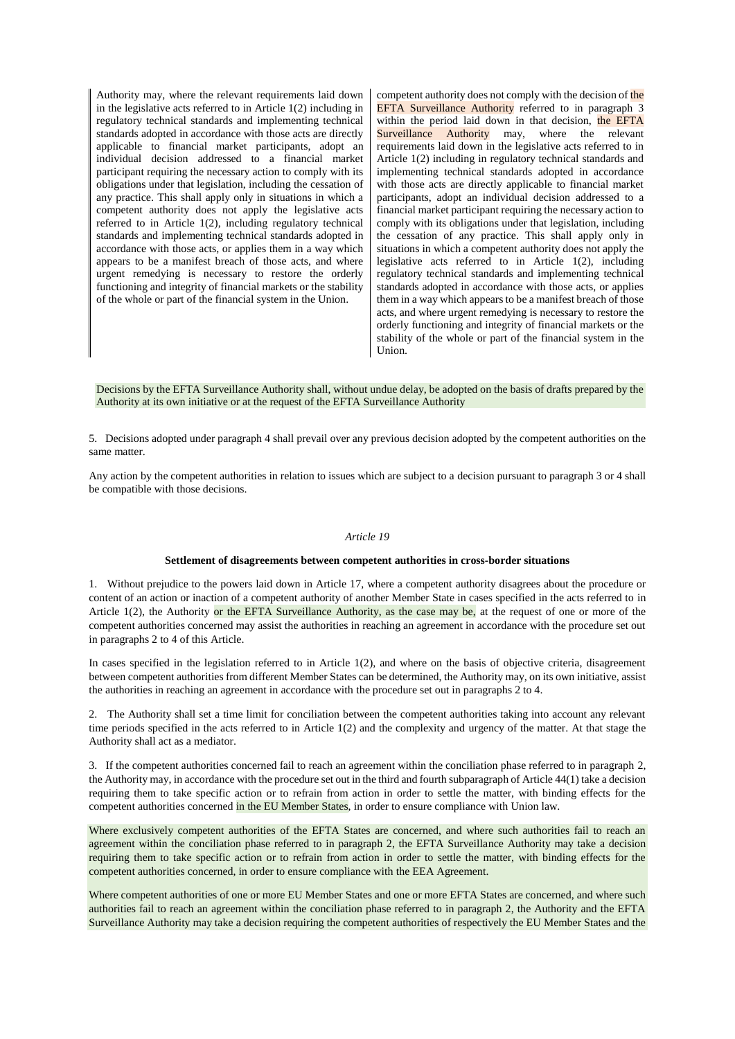| | |
|---|---|
| Authority may, where the relevant requirements laid down in the legislative acts referred to in Article 1(2) including in regulatory technical standards and implementing technical standards adopted in accordance with those acts are directly applicable to financial market participants, adopt an individual decision addressed to a financial market participant requiring the necessary action to comply with its obligations under that legislation, including the cessation of any practice. This shall apply only in situations in which a competent authority does not apply the legislative acts referred to in Article 1(2), including regulatory technical standards and implementing technical standards adopted in accordance with those acts, or applies them in a way which appears to be a manifest breach of those acts, and where urgent remedying is necessary to restore the orderly functioning and integrity of financial markets or the stability of the whole or part of the financial system in the Union. | competent authority does not comply with the decision of the EFTA Surveillance Authority referred to in paragraph 3 within the period laid down in that decision, the EFTA Surveillance Authority may, where the relevant requirements laid down in the legislative acts referred to in Article 1(2) including in regulatory technical standards and implementing technical standards adopted in accordance with those acts are directly applicable to financial market participants, adopt an individual decision addressed to a financial market participant requiring the necessary action to comply with its obligations under that legislation, including the cessation of any practice. This shall apply only in situations in which a competent authority does not apply the legislative acts referred to in Article 1(2), including regulatory technical standards and implementing technical standards adopted in accordance with those acts, or applies them in a way which appears to be a manifest breach of those acts, and where urgent remedying is necessary to restore the orderly functioning and integrity of financial markets or the stability of the whole or part of the financial system in the Union. |

Decisions by the EFTA Surveillance Authority shall, without undue delay, be adopted on the basis of drafts prepared by the Authority at its own initiative or at the request of the EFTA Surveillance Authority

5. Decisions adopted under paragraph 4 shall prevail over any previous decision adopted by the competent authorities on the same matter.

Any action by the competent authorities in relation to issues which are subject to a decision pursuant to paragraph 3 or 4 shall be compatible with those decisions.

*Article 19*

**Settlement of disagreements between competent authorities in cross-border situations**

1. Without prejudice to the powers laid down in Article 17, where a competent authority disagrees about the procedure or content of an action or inaction of a competent authority of another Member State in cases specified in the acts referred to in Article 1(2), the Authority or the EFTA Surveillance Authority, as the case may be, at the request of one or more of the competent authorities concerned may assist the authorities in reaching an agreement in accordance with the procedure set out in paragraphs 2 to 4 of this Article.

In cases specified in the legislation referred to in Article 1(2), and where on the basis of objective criteria, disagreement between competent authorities from different Member States can be determined, the Authority may, on its own initiative, assist the authorities in reaching an agreement in accordance with the procedure set out in paragraphs 2 to 4.

2. The Authority shall set a time limit for conciliation between the competent authorities taking into account any relevant time periods specified in the acts referred to in Article 1(2) and the complexity and urgency of the matter. At that stage the Authority shall act as a mediator.

3. If the competent authorities concerned fail to reach an agreement within the conciliation phase referred to in paragraph 2, the Authority may, in accordance with the procedure set out in the third and fourth subparagraph of Article 44(1) take a decision requiring them to take specific action or to refrain from action in order to settle the matter, with binding effects for the competent authorities concerned in the EU Member States, in order to ensure compliance with Union law.

Where exclusively competent authorities of the EFTA States are concerned, and where such authorities fail to reach an agreement within the conciliation phase referred to in paragraph 2, the EFTA Surveillance Authority may take a decision requiring them to take specific action or to refrain from action in order to settle the matter, with binding effects for the competent authorities concerned, in order to ensure compliance with the EEA Agreement.

Where competent authorities of one or more EU Member States and one or more EFTA States are concerned, and where such authorities fail to reach an agreement within the conciliation phase referred to in paragraph 2, the Authority and the EFTA Surveillance Authority may take a decision requiring the competent authorities of respectively the EU Member States and the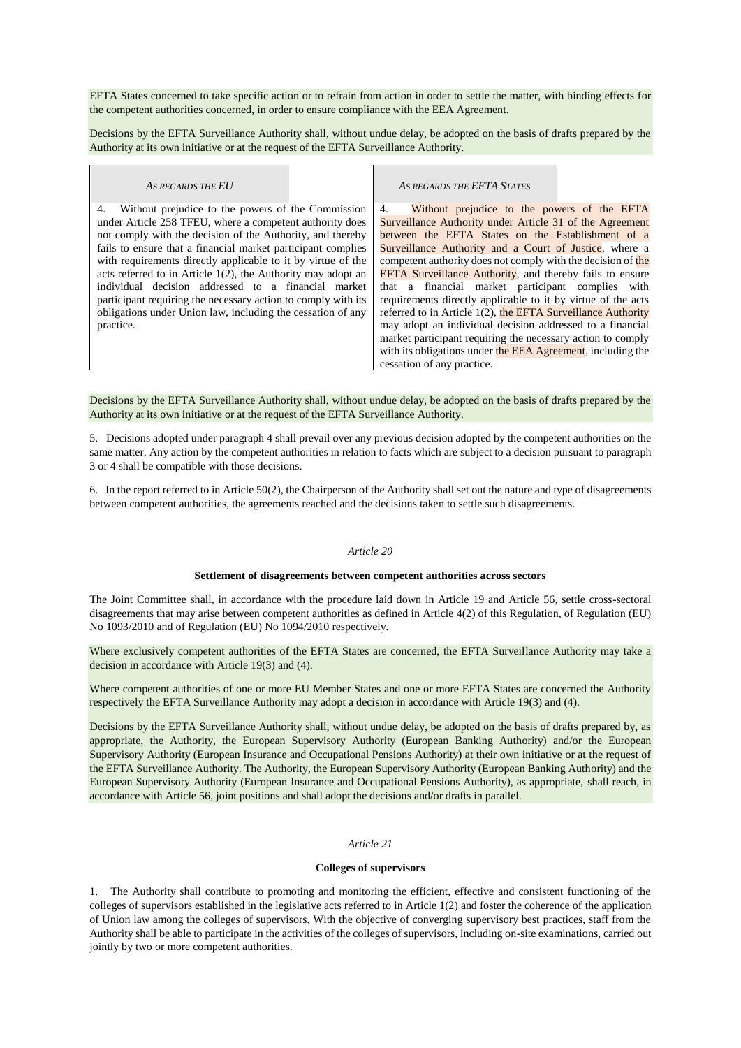EFTA States concerned to take specific action or to refrain from action in order to settle the matter, with binding effects for the competent authorities concerned, in order to ensure compliance with the EEA Agreement.

Decisions by the EFTA Surveillance Authority shall, without undue delay, be adopted on the basis of drafts prepared by the Authority at its own initiative or at the request of the EFTA Surveillance Authority.

| *AS REGARDS THE EU* | *AS REGARDS THE EFTA STATES* |
|---|---|
| 4. Without prejudice to the powers of the Commission under Article 258 TFEU, where a competent authority does not comply with the decision of the Authority, and thereby fails to ensure that a financial market participant complies with requirements directly applicable to it by virtue of the acts referred to in Article 1(2), the Authority may adopt an individual decision addressed to a financial market participant requiring the necessary action to comply with its obligations under Union law, including the cessation of any practice. | 4. Without prejudice to the powers of the EFTA Surveillance Authority under Article 31 of the Agreement between the EFTA States on the Establishment of a Surveillance Authority and a Court of Justice, where a competent authority does not comply with the decision of the EFTA Surveillance Authority, and thereby fails to ensure that a financial market participant complies with requirements directly applicable to it by virtue of the acts referred to in Article 1(2), the EFTA Surveillance Authority may adopt an individual decision addressed to a financial market participant requiring the necessary action to comply with its obligations under the EEA Agreement, including the cessation of any practice. |

Decisions by the EFTA Surveillance Authority shall, without undue delay, be adopted on the basis of drafts prepared by the Authority at its own initiative or at the request of the EFTA Surveillance Authority.

5. Decisions adopted under paragraph 4 shall prevail over any previous decision adopted by the competent authorities on the same matter. Any action by the competent authorities in relation to facts which are subject to a decision pursuant to paragraph 3 or 4 shall be compatible with those decisions.

6. In the report referred to in Article 50(2), the Chairperson of the Authority shall set out the nature and type of disagreements between competent authorities, the agreements reached and the decisions taken to settle such disagreements.

*Article 20*

**Settlement of disagreements between competent authorities across sectors**

The Joint Committee shall, in accordance with the procedure laid down in Article 19 and Article 56, settle cross-sectoral disagreements that may arise between competent authorities as defined in Article 4(2) of this Regulation, of Regulation (EU) No 1093/2010 and of Regulation (EU) No 1094/2010 respectively.

Where exclusively competent authorities of the EFTA States are concerned, the EFTA Surveillance Authority may take a decision in accordance with Article 19(3) and (4).

Where competent authorities of one or more EU Member States and one or more EFTA States are concerned the Authority respectively the EFTA Surveillance Authority may adopt a decision in accordance with Article 19(3) and (4).

Decisions by the EFTA Surveillance Authority shall, without undue delay, be adopted on the basis of drafts prepared by, as appropriate, the Authority, the European Supervisory Authority (European Banking Authority) and/or the European Supervisory Authority (European Insurance and Occupational Pensions Authority) at their own initiative or at the request of the EFTA Surveillance Authority. The Authority, the European Supervisory Authority (European Banking Authority) and the European Supervisory Authority (European Insurance and Occupational Pensions Authority), as appropriate, shall reach, in accordance with Article 56, joint positions and shall adopt the decisions and/or drafts in parallel.

*Article 21*

**Colleges of supervisors**

1. The Authority shall contribute to promoting and monitoring the efficient, effective and consistent functioning of the colleges of supervisors established in the legislative acts referred to in Article 1(2) and foster the coherence of the application of Union law among the colleges of supervisors. With the objective of converging supervisory best practices, staff from the Authority shall be able to participate in the activities of the colleges of supervisors, including on-site examinations, carried out jointly by two or more competent authorities.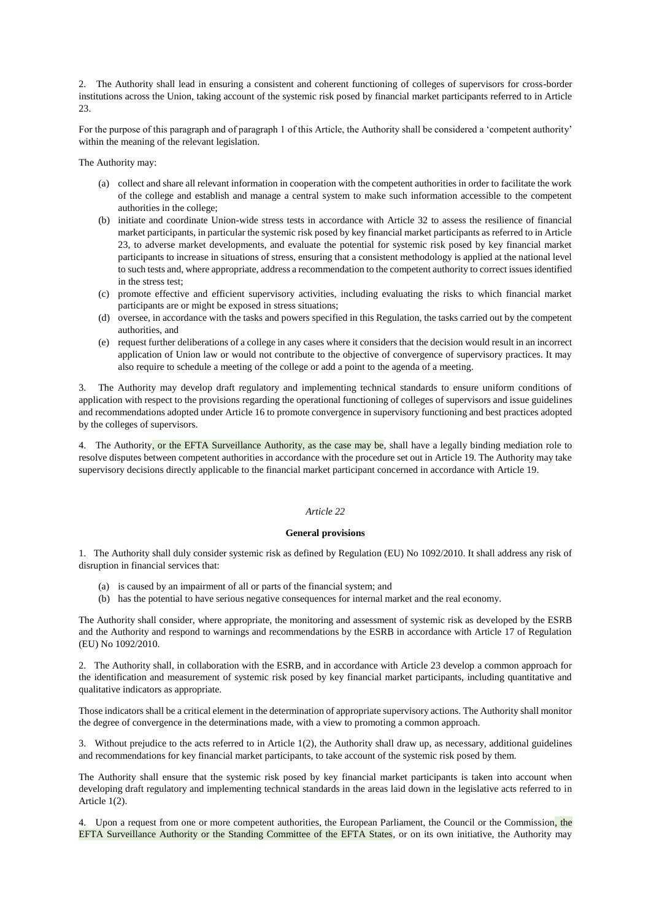2. The Authority shall lead in ensuring a consistent and coherent functioning of colleges of supervisors for cross-border institutions across the Union, taking account of the systemic risk posed by financial market participants referred to in Article 23.

For the purpose of this paragraph and of paragraph 1 of this Article, the Authority shall be considered a 'competent authority' within the meaning of the relevant legislation.

The Authority may:

(a) collect and share all relevant information in cooperation with the competent authorities in order to facilitate the work of the college and establish and manage a central system to make such information accessible to the competent authorities in the college;

(b) initiate and coordinate Union-wide stress tests in accordance with Article 32 to assess the resilience of financial market participants, in particular the systemic risk posed by key financial market participants as referred to in Article 23, to adverse market developments, and evaluate the potential for systemic risk posed by key financial market participants to increase in situations of stress, ensuring that a consistent methodology is applied at the national level to such tests and, where appropriate, address a recommendation to the competent authority to correct issues identified in the stress test;

(c) promote effective and efficient supervisory activities, including evaluating the risks to which financial market participants are or might be exposed in stress situations;

(d) oversee, in accordance with the tasks and powers specified in this Regulation, the tasks carried out by the competent authorities, and

(e) request further deliberations of a college in any cases where it considers that the decision would result in an incorrect application of Union law or would not contribute to the objective of convergence of supervisory practices. It may also require to schedule a meeting of the college or add a point to the agenda of a meeting.

3. The Authority may develop draft regulatory and implementing technical standards to ensure uniform conditions of application with respect to the provisions regarding the operational functioning of colleges of supervisors and issue guidelines and recommendations adopted under Article 16 to promote convergence in supervisory functioning and best practices adopted by the colleges of supervisors.

4. The Authority, or the EFTA Surveillance Authority, as the case may be, shall have a legally binding mediation role to resolve disputes between competent authorities in accordance with the procedure set out in Article 19. The Authority may take supervisory decisions directly applicable to the financial market participant concerned in accordance with Article 19.

*Article 22*

**General provisions**

1. The Authority shall duly consider systemic risk as defined by Regulation (EU) No 1092/2010. It shall address any risk of disruption in financial services that:

(a) is caused by an impairment of all or parts of the financial system; and

(b) has the potential to have serious negative consequences for internal market and the real economy.

The Authority shall consider, where appropriate, the monitoring and assessment of systemic risk as developed by the ESRB and the Authority and respond to warnings and recommendations by the ESRB in accordance with Article 17 of Regulation (EU) No 1092/2010.

2. The Authority shall, in collaboration with the ESRB, and in accordance with Article 23 develop a common approach for the identification and measurement of systemic risk posed by key financial market participants, including quantitative and qualitative indicators as appropriate.

Those indicators shall be a critical element in the determination of appropriate supervisory actions. The Authority shall monitor the degree of convergence in the determinations made, with a view to promoting a common approach.

3. Without prejudice to the acts referred to in Article 1(2), the Authority shall draw up, as necessary, additional guidelines and recommendations for key financial market participants, to take account of the systemic risk posed by them.

The Authority shall ensure that the systemic risk posed by key financial market participants is taken into account when developing draft regulatory and implementing technical standards in the areas laid down in the legislative acts referred to in Article 1(2).

4. Upon a request from one or more competent authorities, the European Parliament, the Council or the Commission, the EFTA Surveillance Authority or the Standing Committee of the EFTA States, or on its own initiative, the Authority may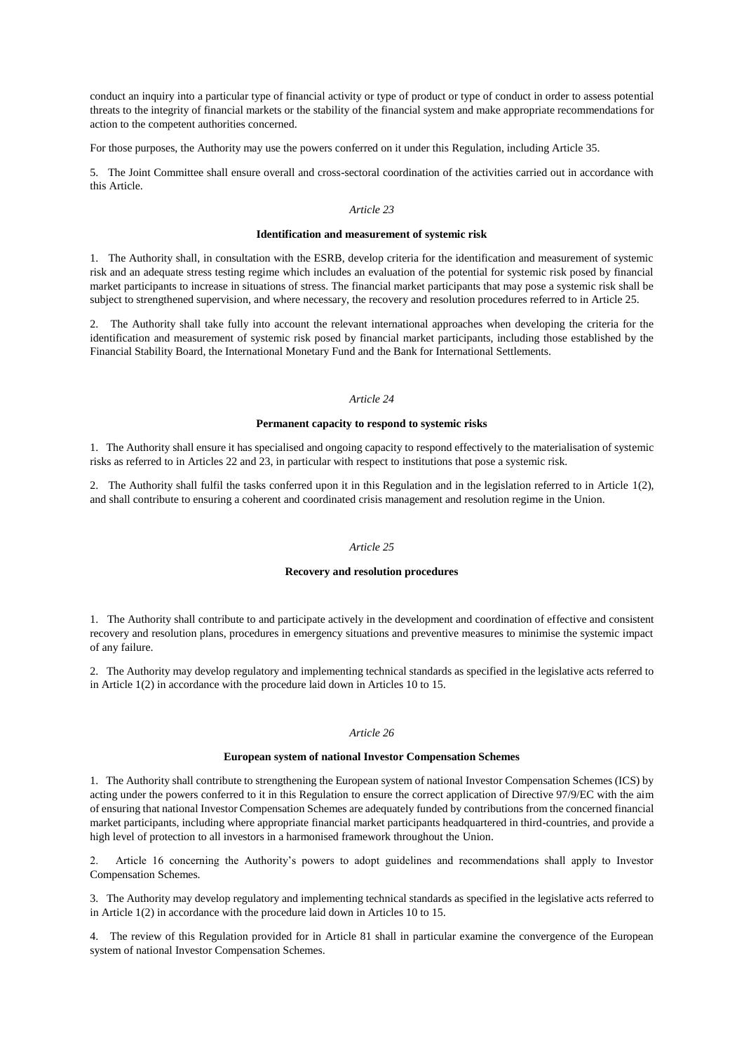conduct an inquiry into a particular type of financial activity or type of product or type of conduct in order to assess potential threats to the integrity of financial markets or the stability of the financial system and make appropriate recommendations for action to the competent authorities concerned.

For those purposes, the Authority may use the powers conferred on it under this Regulation, including Article 35.

5. The Joint Committee shall ensure overall and cross-sectoral coordination of the activities carried out in accordance with this Article.

*Article 23*

**Identification and measurement of systemic risk**

1. The Authority shall, in consultation with the ESRB, develop criteria for the identification and measurement of systemic risk and an adequate stress testing regime which includes an evaluation of the potential for systemic risk posed by financial market participants to increase in situations of stress. The financial market participants that may pose a systemic risk shall be subject to strengthened supervision, and where necessary, the recovery and resolution procedures referred to in Article 25.

2. The Authority shall take fully into account the relevant international approaches when developing the criteria for the identification and measurement of systemic risk posed by financial market participants, including those established by the Financial Stability Board, the International Monetary Fund and the Bank for International Settlements.

*Article 24*

**Permanent capacity to respond to systemic risks**

1. The Authority shall ensure it has specialised and ongoing capacity to respond effectively to the materialisation of systemic risks as referred to in Articles 22 and 23, in particular with respect to institutions that pose a systemic risk.

2. The Authority shall fulfil the tasks conferred upon it in this Regulation and in the legislation referred to in Article 1(2), and shall contribute to ensuring a coherent and coordinated crisis management and resolution regime in the Union.

*Article 25*

**Recovery and resolution procedures**

1. The Authority shall contribute to and participate actively in the development and coordination of effective and consistent recovery and resolution plans, procedures in emergency situations and preventive measures to minimise the systemic impact of any failure.

2. The Authority may develop regulatory and implementing technical standards as specified in the legislative acts referred to in Article 1(2) in accordance with the procedure laid down in Articles 10 to 15.

*Article 26*

**European system of national Investor Compensation Schemes**

1. The Authority shall contribute to strengthening the European system of national Investor Compensation Schemes (ICS) by acting under the powers conferred to it in this Regulation to ensure the correct application of Directive 97/9/EC with the aim of ensuring that national Investor Compensation Schemes are adequately funded by contributions from the concerned financial market participants, including where appropriate financial market participants headquartered in third-countries, and provide a high level of protection to all investors in a harmonised framework throughout the Union.

2. Article 16 concerning the Authority's powers to adopt guidelines and recommendations shall apply to Investor Compensation Schemes.

3. The Authority may develop regulatory and implementing technical standards as specified in the legislative acts referred to in Article 1(2) in accordance with the procedure laid down in Articles 10 to 15.

4. The review of this Regulation provided for in Article 81 shall in particular examine the convergence of the European system of national Investor Compensation Schemes.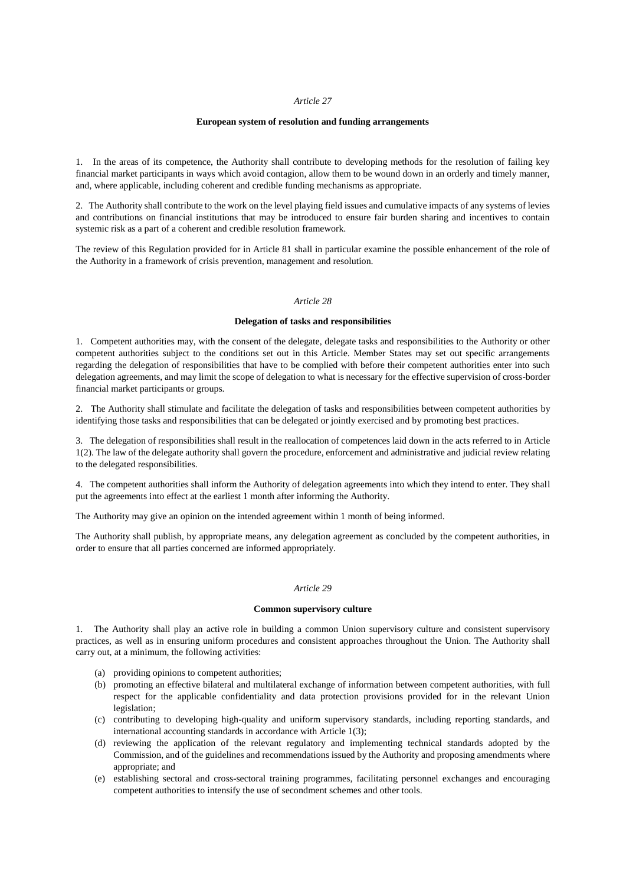*Article 27*

**European system of resolution and funding arrangements**

1. In the areas of its competence, the Authority shall contribute to developing methods for the resolution of failing key financial market participants in ways which avoid contagion, allow them to be wound down in an orderly and timely manner, and, where applicable, including coherent and credible funding mechanisms as appropriate.

2. The Authority shall contribute to the work on the level playing field issues and cumulative impacts of any systems of levies and contributions on financial institutions that may be introduced to ensure fair burden sharing and incentives to contain systemic risk as a part of a coherent and credible resolution framework.

The review of this Regulation provided for in Article 81 shall in particular examine the possible enhancement of the role of the Authority in a framework of crisis prevention, management and resolution.

*Article 28*

**Delegation of tasks and responsibilities**

1. Competent authorities may, with the consent of the delegate, delegate tasks and responsibilities to the Authority or other competent authorities subject to the conditions set out in this Article. Member States may set out specific arrangements regarding the delegation of responsibilities that have to be complied with before their competent authorities enter into such delegation agreements, and may limit the scope of delegation to what is necessary for the effective supervision of cross-border financial market participants or groups.

2. The Authority shall stimulate and facilitate the delegation of tasks and responsibilities between competent authorities by identifying those tasks and responsibilities that can be delegated or jointly exercised and by promoting best practices.

3. The delegation of responsibilities shall result in the reallocation of competences laid down in the acts referred to in Article 1(2). The law of the delegate authority shall govern the procedure, enforcement and administrative and judicial review relating to the delegated responsibilities.

4. The competent authorities shall inform the Authority of delegation agreements into which they intend to enter. They shall put the agreements into effect at the earliest 1 month after informing the Authority.

The Authority may give an opinion on the intended agreement within 1 month of being informed.

The Authority shall publish, by appropriate means, any delegation agreement as concluded by the competent authorities, in order to ensure that all parties concerned are informed appropriately.

*Article 29*

**Common supervisory culture**

1. The Authority shall play an active role in building a common Union supervisory culture and consistent supervisory practices, as well as in ensuring uniform procedures and consistent approaches throughout the Union. The Authority shall carry out, at a minimum, the following activities:

(a) providing opinions to competent authorities;

(b) promoting an effective bilateral and multilateral exchange of information between competent authorities, with full respect for the applicable confidentiality and data protection provisions provided for in the relevant Union legislation;

(c) contributing to developing high-quality and uniform supervisory standards, including reporting standards, and international accounting standards in accordance with Article 1(3);

(d) reviewing the application of the relevant regulatory and implementing technical standards adopted by the Commission, and of the guidelines and recommendations issued by the Authority and proposing amendments where appropriate; and

(e) establishing sectoral and cross-sectoral training programmes, facilitating personnel exchanges and encouraging competent authorities to intensify the use of secondment schemes and other tools.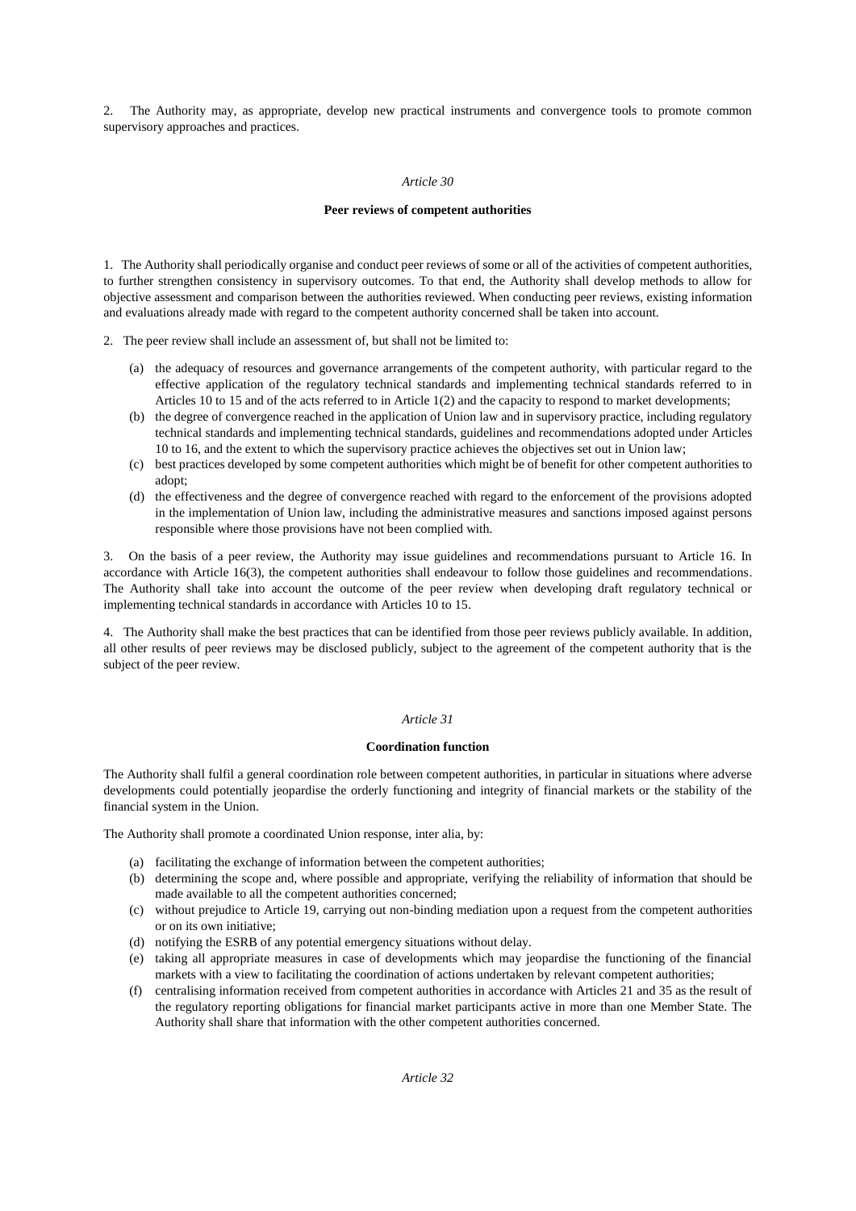2. The Authority may, as appropriate, develop new practical instruments and convergence tools to promote common supervisory approaches and practices.

*Article 30*

**Peer reviews of competent authorities**

1. The Authority shall periodically organise and conduct peer reviews of some or all of the activities of competent authorities, to further strengthen consistency in supervisory outcomes. To that end, the Authority shall develop methods to allow for objective assessment and comparison between the authorities reviewed. When conducting peer reviews, existing information and evaluations already made with regard to the competent authority concerned shall be taken into account.

2. The peer review shall include an assessment of, but shall not be limited to:

(a) the adequacy of resources and governance arrangements of the competent authority, with particular regard to the effective application of the regulatory technical standards and implementing technical standards referred to in Articles 10 to 15 and of the acts referred to in Article 1(2) and the capacity to respond to market developments;

(b) the degree of convergence reached in the application of Union law and in supervisory practice, including regulatory technical standards and implementing technical standards, guidelines and recommendations adopted under Articles 10 to 16, and the extent to which the supervisory practice achieves the objectives set out in Union law;

(c) best practices developed by some competent authorities which might be of benefit for other competent authorities to adopt;

(d) the effectiveness and the degree of convergence reached with regard to the enforcement of the provisions adopted in the implementation of Union law, including the administrative measures and sanctions imposed against persons responsible where those provisions have not been complied with.

3. On the basis of a peer review, the Authority may issue guidelines and recommendations pursuant to Article 16. In accordance with Article 16(3), the competent authorities shall endeavour to follow those guidelines and recommendations. The Authority shall take into account the outcome of the peer review when developing draft regulatory technical or implementing technical standards in accordance with Articles 10 to 15.

4. The Authority shall make the best practices that can be identified from those peer reviews publicly available. In addition, all other results of peer reviews may be disclosed publicly, subject to the agreement of the competent authority that is the subject of the peer review.

*Article 31*

**Coordination function**

The Authority shall fulfil a general coordination role between competent authorities, in particular in situations where adverse developments could potentially jeopardise the orderly functioning and integrity of financial markets or the stability of the financial system in the Union.

The Authority shall promote a coordinated Union response, inter alia, by:

(a) facilitating the exchange of information between the competent authorities;

(b) determining the scope and, where possible and appropriate, verifying the reliability of information that should be made available to all the competent authorities concerned;

(c) without prejudice to Article 19, carrying out non-binding mediation upon a request from the competent authorities or on its own initiative;

(d) notifying the ESRB of any potential emergency situations without delay.

(e) taking all appropriate measures in case of developments which may jeopardise the functioning of the financial markets with a view to facilitating the coordination of actions undertaken by relevant competent authorities;

(f) centralising information received from competent authorities in accordance with Articles 21 and 35 as the result of the regulatory reporting obligations for financial market participants active in more than one Member State. The Authority shall share that information with the other competent authorities concerned.

*Article 32*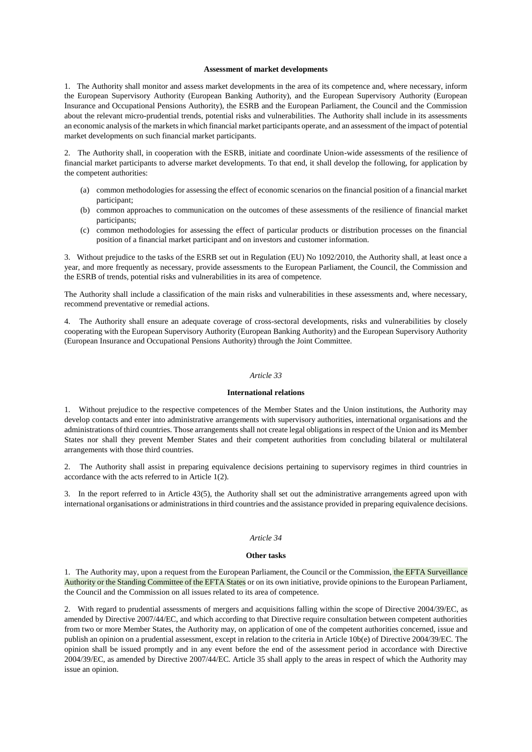**Assessment of market developments**

1. The Authority shall monitor and assess market developments in the area of its competence and, where necessary, inform the European Supervisory Authority (European Banking Authority), and the European Supervisory Authority (European Insurance and Occupational Pensions Authority), the ESRB and the European Parliament, the Council and the Commission about the relevant micro-prudential trends, potential risks and vulnerabilities. The Authority shall include in its assessments an economic analysis of the markets in which financial market participants operate, and an assessment of the impact of potential market developments on such financial market participants.

2. The Authority shall, in cooperation with the ESRB, initiate and coordinate Union-wide assessments of the resilience of financial market participants to adverse market developments. To that end, it shall develop the following, for application by the competent authorities:

(a) common methodologies for assessing the effect of economic scenarios on the financial position of a financial market participant;

(b) common approaches to communication on the outcomes of these assessments of the resilience of financial market participants;

(c) common methodologies for assessing the effect of particular products or distribution processes on the financial position of a financial market participant and on investors and customer information.

3. Without prejudice to the tasks of the ESRB set out in Regulation (EU) No 1092/2010, the Authority shall, at least once a year, and more frequently as necessary, provide assessments to the European Parliament, the Council, the Commission and the ESRB of trends, potential risks and vulnerabilities in its area of competence.

The Authority shall include a classification of the main risks and vulnerabilities in these assessments and, where necessary, recommend preventative or remedial actions.

4. The Authority shall ensure an adequate coverage of cross-sectoral developments, risks and vulnerabilities by closely cooperating with the European Supervisory Authority (European Banking Authority) and the European Supervisory Authority (European Insurance and Occupational Pensions Authority) through the Joint Committee.

*Article 33*

**International relations**

1. Without prejudice to the respective competences of the Member States and the Union institutions, the Authority may develop contacts and enter into administrative arrangements with supervisory authorities, international organisations and the administrations of third countries. Those arrangements shall not create legal obligations in respect of the Union and its Member States nor shall they prevent Member States and their competent authorities from concluding bilateral or multilateral arrangements with those third countries.

2. The Authority shall assist in preparing equivalence decisions pertaining to supervisory regimes in third countries in accordance with the acts referred to in Article 1(2).

3. In the report referred to in Article 43(5), the Authority shall set out the administrative arrangements agreed upon with international organisations or administrations in third countries and the assistance provided in preparing equivalence decisions.

*Article 34*

**Other tasks**

1. The Authority may, upon a request from the European Parliament, the Council or the Commission, the EFTA Surveillance Authority or the Standing Committee of the EFTA States or on its own initiative, provide opinions to the European Parliament, the Council and the Commission on all issues related to its area of competence.

2. With regard to prudential assessments of mergers and acquisitions falling within the scope of Directive 2004/39/EC, as amended by Directive 2007/44/EC, and which according to that Directive require consultation between competent authorities from two or more Member States, the Authority may, on application of one of the competent authorities concerned, issue and publish an opinion on a prudential assessment, except in relation to the criteria in Article 10b(e) of Directive 2004/39/EC. The opinion shall be issued promptly and in any event before the end of the assessment period in accordance with Directive 2004/39/EC, as amended by Directive 2007/44/EC. Article 35 shall apply to the areas in respect of which the Authority may issue an opinion.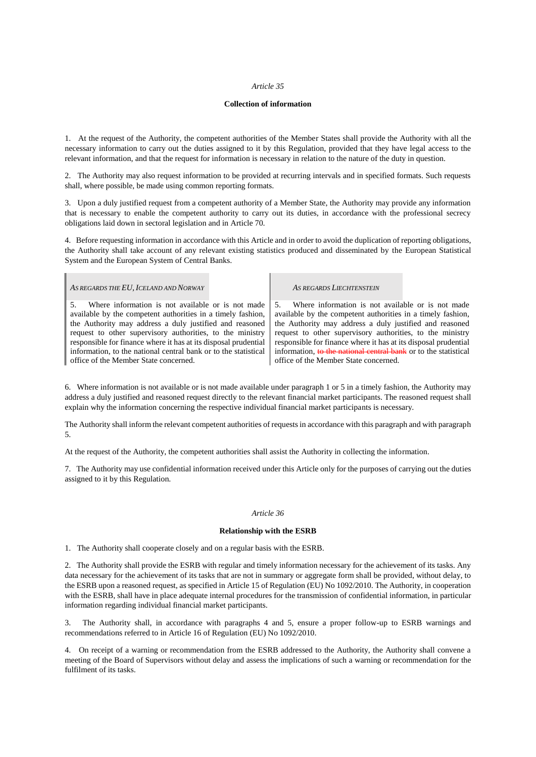*Article 35*

**Collection of information**

1. At the request of the Authority, the competent authorities of the Member States shall provide the Authority with all the necessary information to carry out the duties assigned to it by this Regulation, provided that they have legal access to the relevant information, and that the request for information is necessary in relation to the nature of the duty in question.

2. The Authority may also request information to be provided at recurring intervals and in specified formats. Such requests shall, where possible, be made using common reporting formats.

3. Upon a duly justified request from a competent authority of a Member State, the Authority may provide any information that is necessary to enable the competent authority to carry out its duties, in accordance with the professional secrecy obligations laid down in sectoral legislation and in Article 70.

4. Before requesting information in accordance with this Article and in order to avoid the duplication of reporting obligations, the Authority shall take account of any relevant existing statistics produced and disseminated by the European Statistical System and the European System of Central Banks.

| *As regards the EU, Iceland and Norway* | *As regards Liechtenstein* |
|---|---|
| 5. Where information is not available or is not made available by the competent authorities in a timely fashion, the Authority may address a duly justified and reasoned request to other supervisory authorities, to the ministry responsible for finance where it has at its disposal prudential information, to the national central bank or to the statistical office of the Member State concerned. | 5. Where information is not available or is not made available by the competent authorities in a timely fashion, the Authority may address a duly justified and reasoned request to other supervisory authorities, to the ministry responsible for finance where it has at its disposal prudential information, ~~to the national central bank~~ or to the statistical office of the Member State concerned. |

6. Where information is not available or is not made available under paragraph 1 or 5 in a timely fashion, the Authority may address a duly justified and reasoned request directly to the relevant financial market participants. The reasoned request shall explain why the information concerning the respective individual financial market participants is necessary.

The Authority shall inform the relevant competent authorities of requests in accordance with this paragraph and with paragraph 5.

At the request of the Authority, the competent authorities shall assist the Authority in collecting the information.

7. The Authority may use confidential information received under this Article only for the purposes of carrying out the duties assigned to it by this Regulation.

*Article 36*

**Relationship with the ESRB**

1. The Authority shall cooperate closely and on a regular basis with the ESRB.

2. The Authority shall provide the ESRB with regular and timely information necessary for the achievement of its tasks. Any data necessary for the achievement of its tasks that are not in summary or aggregate form shall be provided, without delay, to the ESRB upon a reasoned request, as specified in Article 15 of Regulation (EU) No 1092/2010. The Authority, in cooperation with the ESRB, shall have in place adequate internal procedures for the transmission of confidential information, in particular information regarding individual financial market participants.

3. The Authority shall, in accordance with paragraphs 4 and 5, ensure a proper follow-up to ESRB warnings and recommendations referred to in Article 16 of Regulation (EU) No 1092/2010.

4. On receipt of a warning or recommendation from the ESRB addressed to the Authority, the Authority shall convene a meeting of the Board of Supervisors without delay and assess the implications of such a warning or recommendation for the fulfilment of its tasks.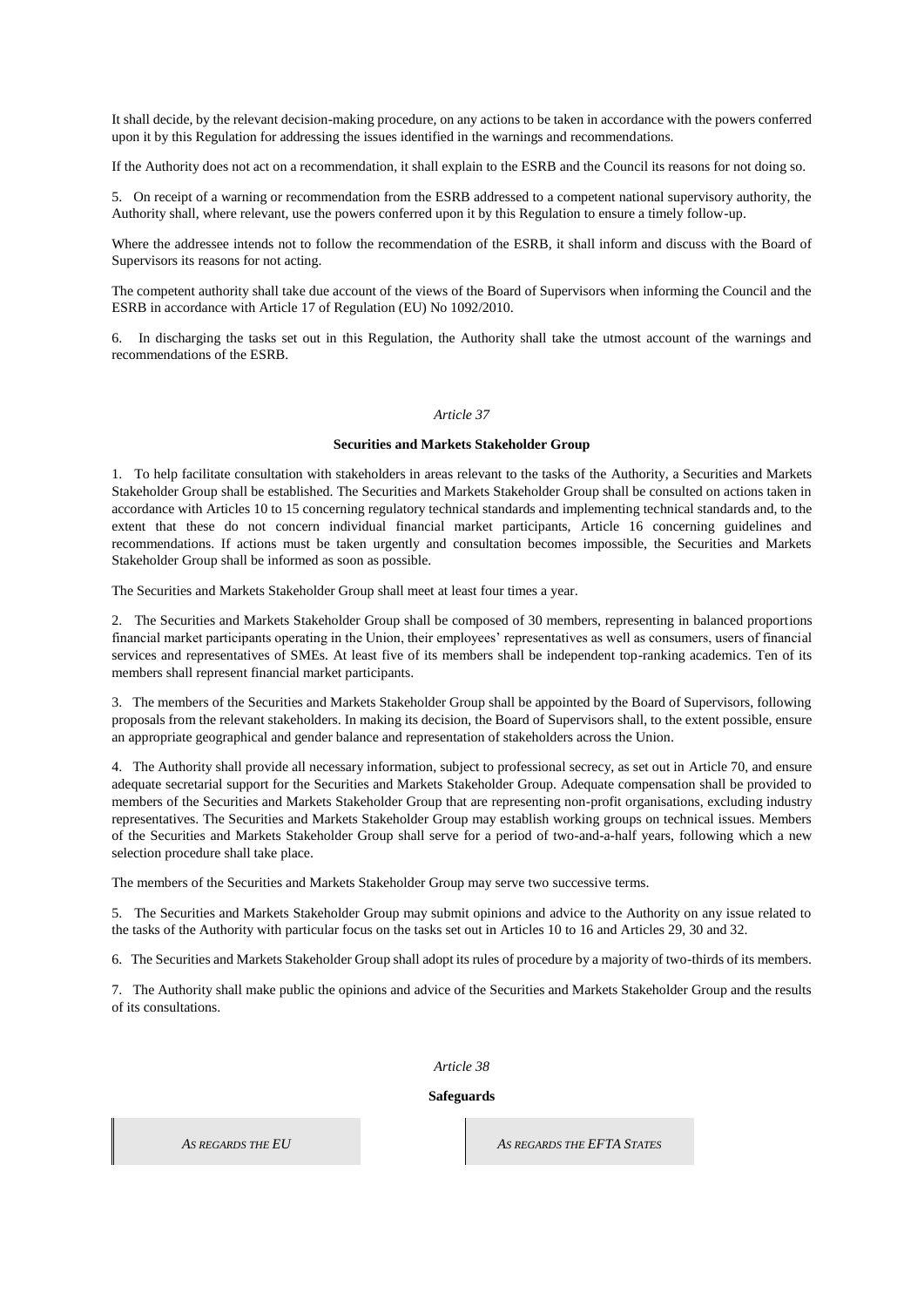It shall decide, by the relevant decision-making procedure, on any actions to be taken in accordance with the powers conferred upon it by this Regulation for addressing the issues identified in the warnings and recommendations.

If the Authority does not act on a recommendation, it shall explain to the ESRB and the Council its reasons for not doing so.

5. On receipt of a warning or recommendation from the ESRB addressed to a competent national supervisory authority, the Authority shall, where relevant, use the powers conferred upon it by this Regulation to ensure a timely follow-up.

Where the addressee intends not to follow the recommendation of the ESRB, it shall inform and discuss with the Board of Supervisors its reasons for not acting.

The competent authority shall take due account of the views of the Board of Supervisors when informing the Council and the ESRB in accordance with Article 17 of Regulation (EU) No 1092/2010.

6. In discharging the tasks set out in this Regulation, the Authority shall take the utmost account of the warnings and recommendations of the ESRB.

*Article 37*

**Securities and Markets Stakeholder Group**

1. To help facilitate consultation with stakeholders in areas relevant to the tasks of the Authority, a Securities and Markets Stakeholder Group shall be established. The Securities and Markets Stakeholder Group shall be consulted on actions taken in accordance with Articles 10 to 15 concerning regulatory technical standards and implementing technical standards and, to the extent that these do not concern individual financial market participants, Article 16 concerning guidelines and recommendations. If actions must be taken urgently and consultation becomes impossible, the Securities and Markets Stakeholder Group shall be informed as soon as possible.

The Securities and Markets Stakeholder Group shall meet at least four times a year.

2. The Securities and Markets Stakeholder Group shall be composed of 30 members, representing in balanced proportions financial market participants operating in the Union, their employees' representatives as well as consumers, users of financial services and representatives of SMEs. At least five of its members shall be independent top-ranking academics. Ten of its members shall represent financial market participants.

3. The members of the Securities and Markets Stakeholder Group shall be appointed by the Board of Supervisors, following proposals from the relevant stakeholders. In making its decision, the Board of Supervisors shall, to the extent possible, ensure an appropriate geographical and gender balance and representation of stakeholders across the Union.

4. The Authority shall provide all necessary information, subject to professional secrecy, as set out in Article 70, and ensure adequate secretarial support for the Securities and Markets Stakeholder Group. Adequate compensation shall be provided to members of the Securities and Markets Stakeholder Group that are representing non-profit organisations, excluding industry representatives. The Securities and Markets Stakeholder Group may establish working groups on technical issues. Members of the Securities and Markets Stakeholder Group shall serve for a period of two-and-a-half years, following which a new selection procedure shall take place.

The members of the Securities and Markets Stakeholder Group may serve two successive terms.

5. The Securities and Markets Stakeholder Group may submit opinions and advice to the Authority on any issue related to the tasks of the Authority with particular focus on the tasks set out in Articles 10 to 16 and Articles 29, 30 and 32.

6. The Securities and Markets Stakeholder Group shall adopt its rules of procedure by a majority of two-thirds of its members.

7. The Authority shall make public the opinions and advice of the Securities and Markets Stakeholder Group and the results of its consultations.

*Article 38*

**Safeguards**

| *AS REGARDS THE EU* | *AS REGARDS THE EFTA STATES* |
|---|---|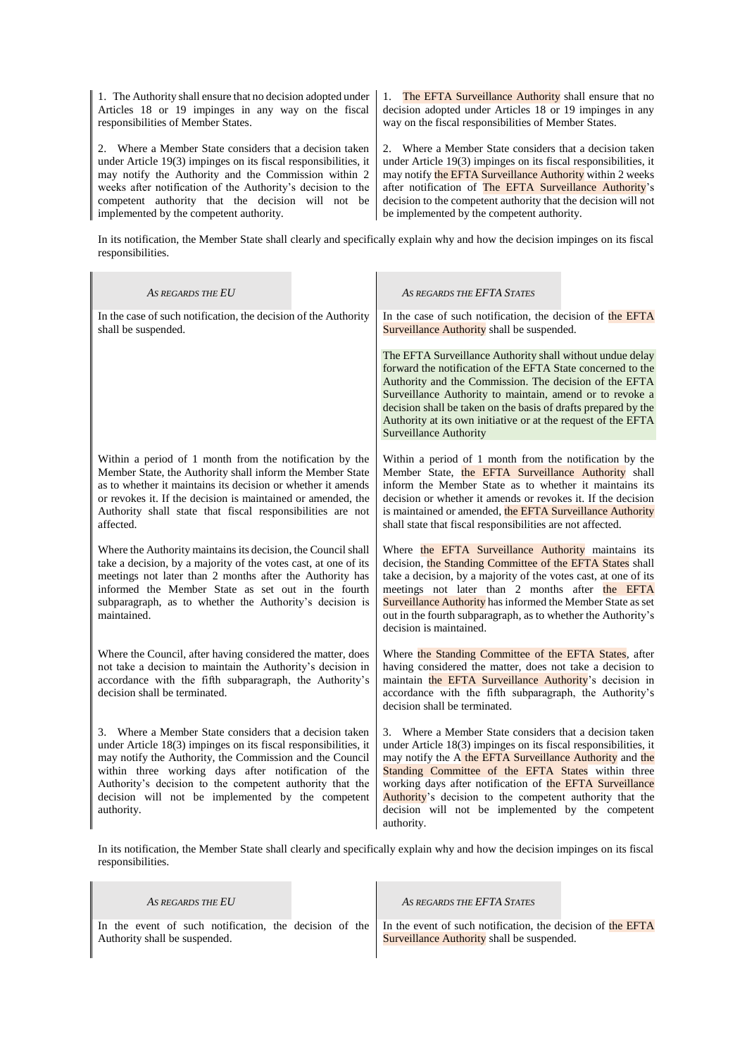| | |
|---|---|
| 1. The Authority shall ensure that no decision adopted under Articles 18 or 19 impinges in any way on the fiscal responsibilities of Member States. | 1. The EFTA Surveillance Authority shall ensure that no decision adopted under Articles 18 or 19 impinges in any way on the fiscal responsibilities of Member States. |
| 2. Where a Member State considers that a decision taken under Article 19(3) impinges on its fiscal responsibilities, it may notify the Authority and the Commission within 2 weeks after notification of the Authority's decision to the competent authority that the decision will not be implemented by the competent authority. | 2. Where a Member State considers that a decision taken under Article 19(3) impinges on its fiscal responsibilities, it may notify the EFTA Surveillance Authority within 2 weeks after notification of The EFTA Surveillance Authority's decision to the competent authority that the decision will not be implemented by the competent authority. |

In its notification, the Member State shall clearly and specifically explain why and how the decision impinges on its fiscal responsibilities.

| *AS REGARDS THE EU* | *AS REGARDS THE EFTA STATES* |
|---|---|
| In the case of such notification, the decision of the Authority shall be suspended. | In the case of such notification, the decision of the EFTA Surveillance Authority shall be suspended. |
| | The EFTA Surveillance Authority shall without undue delay forward the notification of the EFTA State concerned to the Authority and the Commission. The decision of the EFTA Surveillance Authority to maintain, amend or to revoke a decision shall be taken on the basis of drafts prepared by the Authority at its own initiative or at the request of the EFTA Surveillance Authority |
| Within a period of 1 month from the notification by the Member State, the Authority shall inform the Member State as to whether it maintains its decision or whether it amends or revokes it. If the decision is maintained or amended, the Authority shall state that fiscal responsibilities are not affected. | Within a period of 1 month from the notification by the Member State, the EFTA Surveillance Authority shall inform the Member State as to whether it maintains its decision or whether it amends or revokes it. If the decision is maintained or amended, the EFTA Surveillance Authority shall state that fiscal responsibilities are not affected. |
| Where the Authority maintains its decision, the Council shall take a decision, by a majority of the votes cast, at one of its meetings not later than 2 months after the Authority has informed the Member State as set out in the fourth subparagraph, as to whether the Authority's decision is maintained. | Where the EFTA Surveillance Authority maintains its decision, the Standing Committee of the EFTA States shall take a decision, by a majority of the votes cast, at one of its meetings not later than 2 months after the EFTA Surveillance Authority has informed the Member State as set out in the fourth subparagraph, as to whether the Authority's decision is maintained. |
| Where the Council, after having considered the matter, does not take a decision to maintain the Authority's decision in accordance with the fifth subparagraph, the Authority's decision shall be terminated. | Where the Standing Committee of the EFTA States, after having considered the matter, does not take a decision to maintain the EFTA Surveillance Authority's decision in accordance with the fifth subparagraph, the Authority's decision shall be terminated. |
| 3. Where a Member State considers that a decision taken under Article 18(3) impinges on its fiscal responsibilities, it may notify the Authority, the Commission and the Council within three working days after notification of the Authority's decision to the competent authority that the decision will not be implemented by the competent authority. | 3. Where a Member State considers that a decision taken under Article 18(3) impinges on its fiscal responsibilities, it may notify the A the EFTA Surveillance Authority and the Standing Committee of the EFTA States within three working days after notification of the EFTA Surveillance Authority's decision to the competent authority that the decision will not be implemented by the competent authority. |

In its notification, the Member State shall clearly and specifically explain why and how the decision impinges on its fiscal responsibilities.

| *AS REGARDS THE EU* | *AS REGARDS THE EFTA STATES* |
|---|---|
| In the event of such notification, the decision of the Authority shall be suspended. | In the event of such notification, the decision of the EFTA Surveillance Authority shall be suspended. |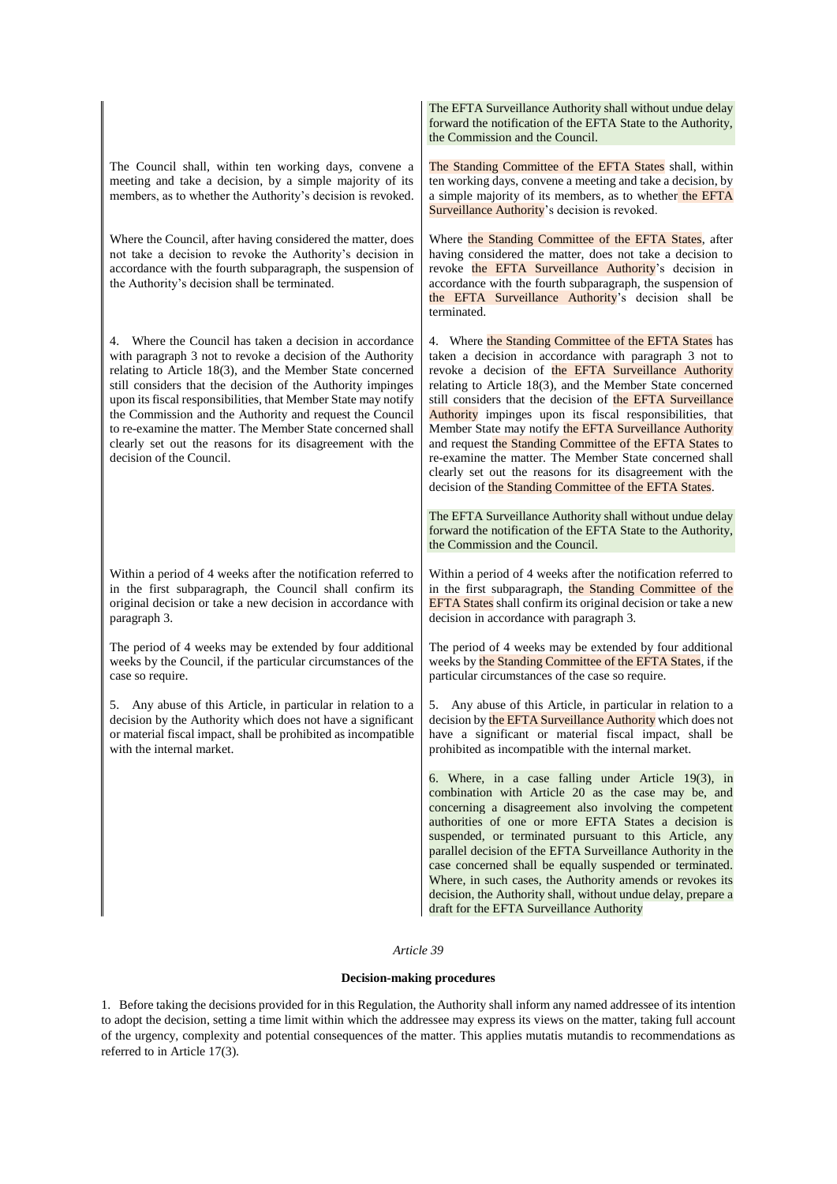| | |
|---|---|
| | The EFTA Surveillance Authority shall without undue delay forward the notification of the EFTA State to the Authority, the Commission and the Council. |
| The Council shall, within ten working days, convene a meeting and take a decision, by a simple majority of its members, as to whether the Authority's decision is revoked. | The Standing Committee of the EFTA States shall, within ten working days, convene a meeting and take a decision, by a simple majority of its members, as to whether the EFTA Surveillance Authority's decision is revoked. |
| Where the Council, after having considered the matter, does not take a decision to revoke the Authority's decision in accordance with the fourth subparagraph, the suspension of the Authority's decision shall be terminated. | Where the Standing Committee of the EFTA States, after having considered the matter, does not take a decision to revoke the EFTA Surveillance Authority's decision in accordance with the fourth subparagraph, the suspension of the EFTA Surveillance Authority's decision shall be terminated. |
| 4. Where the Council has taken a decision in accordance with paragraph 3 not to revoke a decision of the Authority relating to Article 18(3), and the Member State concerned still considers that the decision of the Authority impinges upon its fiscal responsibilities, that Member State may notify the Commission and the Authority and request the Council to re-examine the matter. The Member State concerned shall clearly set out the reasons for its disagreement with the decision of the Council. | 4. Where the Standing Committee of the EFTA States has taken a decision in accordance with paragraph 3 not to revoke a decision of the EFTA Surveillance Authority relating to Article 18(3), and the Member State concerned still considers that the decision of the EFTA Surveillance Authority impinges upon its fiscal responsibilities, that Member State may notify the EFTA Surveillance Authority and request the Standing Committee of the EFTA States to re-examine the matter. The Member State concerned shall clearly set out the reasons for its disagreement with the decision of the Standing Committee of the EFTA States. |
| | The EFTA Surveillance Authority shall without undue delay forward the notification of the EFTA State to the Authority, the Commission and the Council. |
| Within a period of 4 weeks after the notification referred to in the first subparagraph, the Council shall confirm its original decision or take a new decision in accordance with paragraph 3. | Within a period of 4 weeks after the notification referred to in the first subparagraph, the Standing Committee of the EFTA States shall confirm its original decision or take a new decision in accordance with paragraph 3. |
| The period of 4 weeks may be extended by four additional weeks by the Council, if the particular circumstances of the case so require. | The period of 4 weeks may be extended by four additional weeks by the Standing Committee of the EFTA States, if the particular circumstances of the case so require. |
| 5. Any abuse of this Article, in particular in relation to a decision by the Authority which does not have a significant or material fiscal impact, shall be prohibited as incompatible with the internal market. | 5. Any abuse of this Article, in particular in relation to a decision by the EFTA Surveillance Authority which does not have a significant or material fiscal impact, shall be prohibited as incompatible with the internal market. |
| | 6. Where, in a case falling under Article 19(3), in combination with Article 20 as the case may be, and concerning a disagreement also involving the competent authorities of one or more EFTA States a decision is suspended, or terminated pursuant to this Article, any parallel decision of the EFTA Surveillance Authority in the case concerned shall be equally suspended or terminated. Where, in such cases, the Authority amends or revokes its decision, the Authority shall, without undue delay, prepare a draft for the EFTA Surveillance Authority |

*Article 39*

**Decision-making procedures**

1. Before taking the decisions provided for in this Regulation, the Authority shall inform any named addressee of its intention to adopt the decision, setting a time limit within which the addressee may express its views on the matter, taking full account of the urgency, complexity and potential consequences of the matter. This applies mutatis mutandis to recommendations as referred to in Article 17(3).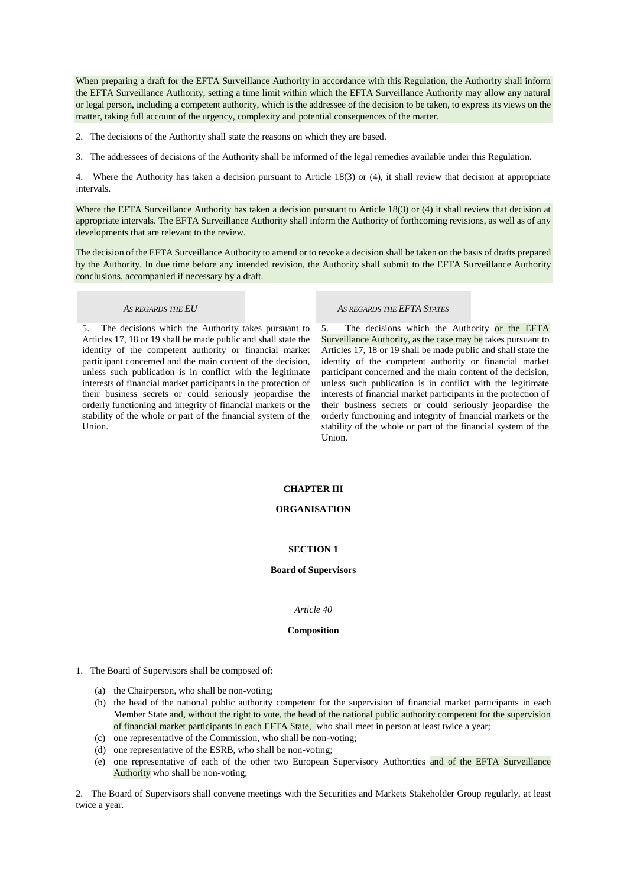When preparing a draft for the EFTA Surveillance Authority in accordance with this Regulation, the Authority shall inform the EFTA Surveillance Authority, setting a time limit within which the EFTA Surveillance Authority may allow any natural or legal person, including a competent authority, which is the addressee of the decision to be taken, to express its views on the matter, taking full account of the urgency, complexity and potential consequences of the matter.

2. The decisions of the Authority shall state the reasons on which they are based.

3. The addressees of decisions of the Authority shall be informed of the legal remedies available under this Regulation.

4. Where the Authority has taken a decision pursuant to Article 18(3) or (4), it shall review that decision at appropriate intervals.

Where the EFTA Surveillance Authority has taken a decision pursuant to Article 18(3) or (4) it shall review that decision at appropriate intervals. The EFTA Surveillance Authority shall inform the Authority of forthcoming revisions, as well as of any developments that are relevant to the review.

The decision of the EFTA Surveillance Authority to amend or to revoke a decision shall be taken on the basis of drafts prepared by the Authority. In due time before any intended revision, the Authority shall submit to the EFTA Surveillance Authority conclusions, accompanied if necessary by a draft.

| *As regards the EU* | *As regards the EFTA States* |
| --- | --- |
| 5. The decisions which the Authority takes pursuant to Articles 17, 18 or 19 shall be made public and shall state the identity of the competent authority or financial market participant concerned and the main content of the decision, unless such publication is in conflict with the legitimate interests of financial market participants in the protection of their business secrets or could seriously jeopardise the orderly functioning and integrity of financial markets or the stability of the whole or part of the financial system of the Union. | 5. The decisions which the Authority or the EFTA Surveillance Authority, as the case may be takes pursuant to Articles 17, 18 or 19 shall be made public and shall state the identity of the competent authority or financial market participant concerned and the main content of the decision, unless such publication is in conflict with the legitimate interests of financial market participants in the protection of their business secrets or could seriously jeopardise the orderly functioning and integrity of financial markets or the stability of the whole or part of the financial system of the Union. |

## CHAPTER III

## ORGANISATION

### SECTION 1

### Board of Supervisors

*Article 40*

**Composition**

1. The Board of Supervisors shall be composed of:

   (a) the Chairperson, who shall be non-voting;

   (b) the head of the national public authority competent for the supervision of financial market participants in each Member State and, without the right to vote, the head of the national public authority competent for the supervision of financial market participants in each EFTA State, who shall meet in person at least twice a year;

   (c) one representative of the Commission, who shall be non-voting;

   (d) one representative of the ESRB, who shall be non-voting;

   (e) one representative of each of the other two European Supervisory Authorities and of the EFTA Surveillance Authority who shall be non-voting;

2. The Board of Supervisors shall convene meetings with the Securities and Markets Stakeholder Group regularly, at least twice a year.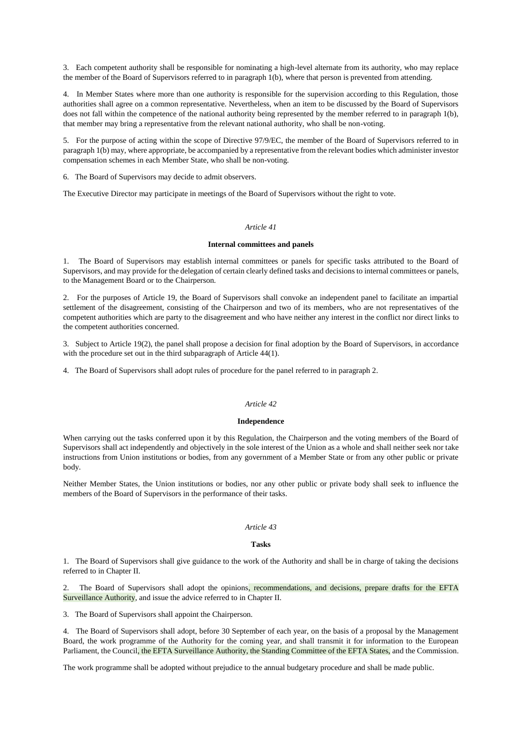3. Each competent authority shall be responsible for nominating a high-level alternate from its authority, who may replace the member of the Board of Supervisors referred to in paragraph 1(b), where that person is prevented from attending.

4. In Member States where more than one authority is responsible for the supervision according to this Regulation, those authorities shall agree on a common representative. Nevertheless, when an item to be discussed by the Board of Supervisors does not fall within the competence of the national authority being represented by the member referred to in paragraph 1(b), that member may bring a representative from the relevant national authority, who shall be non-voting.

5. For the purpose of acting within the scope of Directive 97/9/EC, the member of the Board of Supervisors referred to in paragraph 1(b) may, where appropriate, be accompanied by a representative from the relevant bodies which administer investor compensation schemes in each Member State, who shall be non-voting.

6. The Board of Supervisors may decide to admit observers.

The Executive Director may participate in meetings of the Board of Supervisors without the right to vote.

*Article 41*

**Internal committees and panels**

1. The Board of Supervisors may establish internal committees or panels for specific tasks attributed to the Board of Supervisors, and may provide for the delegation of certain clearly defined tasks and decisions to internal committees or panels, to the Management Board or to the Chairperson.

2. For the purposes of Article 19, the Board of Supervisors shall convoke an independent panel to facilitate an impartial settlement of the disagreement, consisting of the Chairperson and two of its members, who are not representatives of the competent authorities which are party to the disagreement and who have neither any interest in the conflict nor direct links to the competent authorities concerned.

3. Subject to Article 19(2), the panel shall propose a decision for final adoption by the Board of Supervisors, in accordance with the procedure set out in the third subparagraph of Article 44(1).

4. The Board of Supervisors shall adopt rules of procedure for the panel referred to in paragraph 2.

*Article 42*

**Independence**

When carrying out the tasks conferred upon it by this Regulation, the Chairperson and the voting members of the Board of Supervisors shall act independently and objectively in the sole interest of the Union as a whole and shall neither seek nor take instructions from Union institutions or bodies, from any government of a Member State or from any other public or private body.

Neither Member States, the Union institutions or bodies, nor any other public or private body shall seek to influence the members of the Board of Supervisors in the performance of their tasks.

*Article 43*

**Tasks**

1. The Board of Supervisors shall give guidance to the work of the Authority and shall be in charge of taking the decisions referred to in Chapter II.

2. The Board of Supervisors shall adopt the opinions, recommendations, and decisions, prepare drafts for the EFTA Surveillance Authority, and issue the advice referred to in Chapter II.

3. The Board of Supervisors shall appoint the Chairperson.

4. The Board of Supervisors shall adopt, before 30 September of each year, on the basis of a proposal by the Management Board, the work programme of the Authority for the coming year, and shall transmit it for information to the European Parliament, the Council, the EFTA Surveillance Authority, the Standing Committee of the EFTA States, and the Commission.

The work programme shall be adopted without prejudice to the annual budgetary procedure and shall be made public.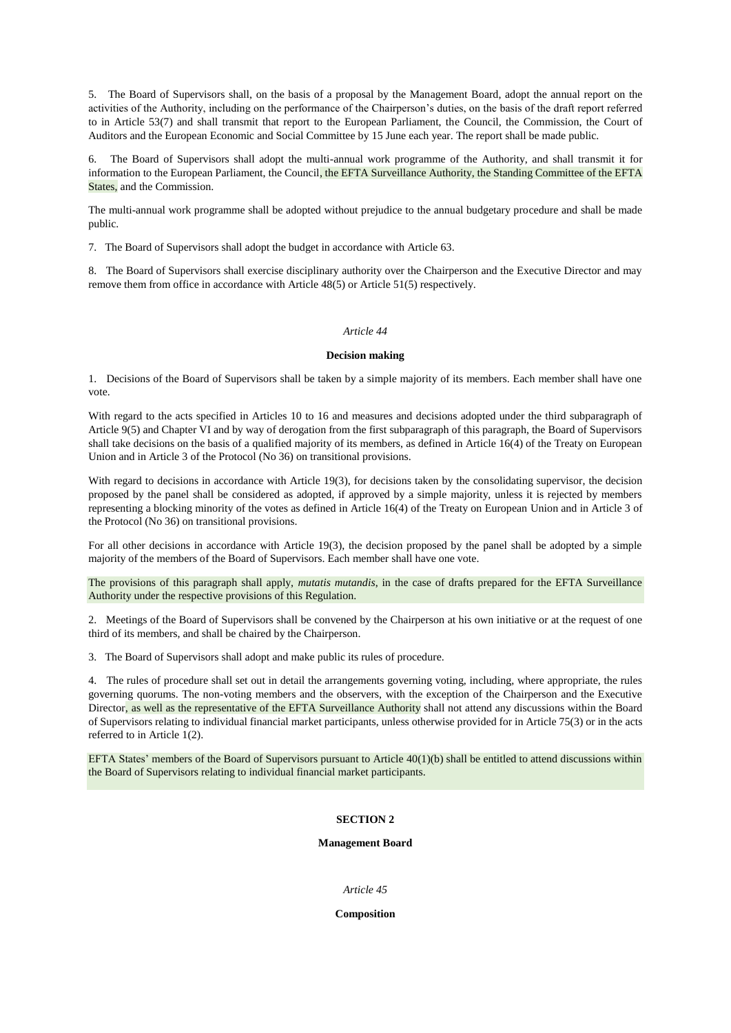5. The Board of Supervisors shall, on the basis of a proposal by the Management Board, adopt the annual report on the activities of the Authority, including on the performance of the Chairperson's duties, on the basis of the draft report referred to in Article 53(7) and shall transmit that report to the European Parliament, the Council, the Commission, the Court of Auditors and the European Economic and Social Committee by 15 June each year. The report shall be made public.

6. The Board of Supervisors shall adopt the multi-annual work programme of the Authority, and shall transmit it for information to the European Parliament, the Council, the EFTA Surveillance Authority, the Standing Committee of the EFTA States, and the Commission.

The multi-annual work programme shall be adopted without prejudice to the annual budgetary procedure and shall be made public.

7. The Board of Supervisors shall adopt the budget in accordance with Article 63.

8. The Board of Supervisors shall exercise disciplinary authority over the Chairperson and the Executive Director and may remove them from office in accordance with Article 48(5) or Article 51(5) respectively.

*Article 44*

**Decision making**

1. Decisions of the Board of Supervisors shall be taken by a simple majority of its members. Each member shall have one vote.

With regard to the acts specified in Articles 10 to 16 and measures and decisions adopted under the third subparagraph of Article 9(5) and Chapter VI and by way of derogation from the first subparagraph of this paragraph, the Board of Supervisors shall take decisions on the basis of a qualified majority of its members, as defined in Article 16(4) of the Treaty on European Union and in Article 3 of the Protocol (No 36) on transitional provisions.

With regard to decisions in accordance with Article 19(3), for decisions taken by the consolidating supervisor, the decision proposed by the panel shall be considered as adopted, if approved by a simple majority, unless it is rejected by members representing a blocking minority of the votes as defined in Article 16(4) of the Treaty on European Union and in Article 3 of the Protocol (No 36) on transitional provisions.

For all other decisions in accordance with Article 19(3), the decision proposed by the panel shall be adopted by a simple majority of the members of the Board of Supervisors. Each member shall have one vote.

The provisions of this paragraph shall apply, *mutatis mutandis*, in the case of drafts prepared for the EFTA Surveillance Authority under the respective provisions of this Regulation.

2. Meetings of the Board of Supervisors shall be convened by the Chairperson at his own initiative or at the request of one third of its members, and shall be chaired by the Chairperson.

3. The Board of Supervisors shall adopt and make public its rules of procedure.

4. The rules of procedure shall set out in detail the arrangements governing voting, including, where appropriate, the rules governing quorums. The non-voting members and the observers, with the exception of the Chairperson and the Executive Director, as well as the representative of the EFTA Surveillance Authority shall not attend any discussions within the Board of Supervisors relating to individual financial market participants, unless otherwise provided for in Article 75(3) or in the acts referred to in Article 1(2).

EFTA States' members of the Board of Supervisors pursuant to Article 40(1)(b) shall be entitled to attend discussions within the Board of Supervisors relating to individual financial market participants.

**SECTION 2**

**Management Board**

*Article 45*

**Composition**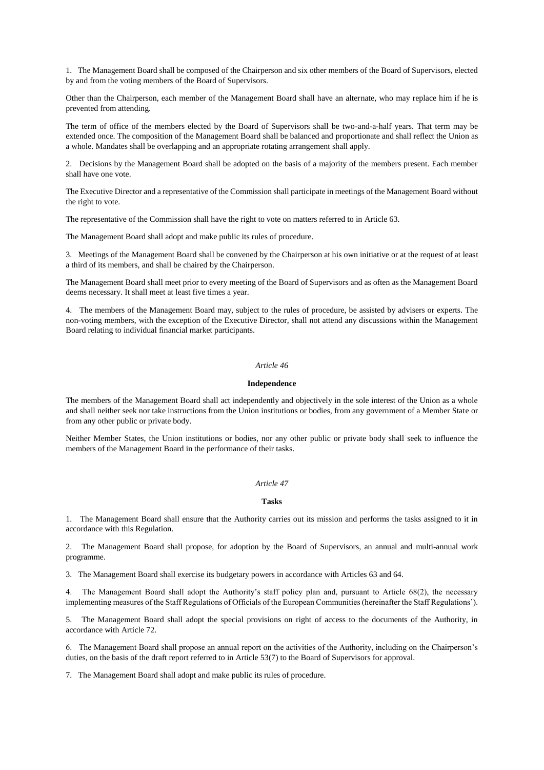1. The Management Board shall be composed of the Chairperson and six other members of the Board of Supervisors, elected by and from the voting members of the Board of Supervisors.

Other than the Chairperson, each member of the Management Board shall have an alternate, who may replace him if he is prevented from attending.

The term of office of the members elected by the Board of Supervisors shall be two-and-a-half years. That term may be extended once. The composition of the Management Board shall be balanced and proportionate and shall reflect the Union as a whole. Mandates shall be overlapping and an appropriate rotating arrangement shall apply.

2. Decisions by the Management Board shall be adopted on the basis of a majority of the members present. Each member shall have one vote.

The Executive Director and a representative of the Commission shall participate in meetings of the Management Board without the right to vote.

The representative of the Commission shall have the right to vote on matters referred to in Article 63.

The Management Board shall adopt and make public its rules of procedure.

3. Meetings of the Management Board shall be convened by the Chairperson at his own initiative or at the request of at least a third of its members, and shall be chaired by the Chairperson.

The Management Board shall meet prior to every meeting of the Board of Supervisors and as often as the Management Board deems necessary. It shall meet at least five times a year.

4. The members of the Management Board may, subject to the rules of procedure, be assisted by advisers or experts. The non-voting members, with the exception of the Executive Director, shall not attend any discussions within the Management Board relating to individual financial market participants.

*Article 46*

**Independence**

The members of the Management Board shall act independently and objectively in the sole interest of the Union as a whole and shall neither seek nor take instructions from the Union institutions or bodies, from any government of a Member State or from any other public or private body.

Neither Member States, the Union institutions or bodies, nor any other public or private body shall seek to influence the members of the Management Board in the performance of their tasks.

*Article 47*

**Tasks**

1. The Management Board shall ensure that the Authority carries out its mission and performs the tasks assigned to it in accordance with this Regulation.

2. The Management Board shall propose, for adoption by the Board of Supervisors, an annual and multi-annual work programme.

3. The Management Board shall exercise its budgetary powers in accordance with Articles 63 and 64.

4. The Management Board shall adopt the Authority's staff policy plan and, pursuant to Article 68(2), the necessary implementing measures of the Staff Regulations of Officials of the European Communities (hereinafter the Staff Regulations').

5. The Management Board shall adopt the special provisions on right of access to the documents of the Authority, in accordance with Article 72.

6. The Management Board shall propose an annual report on the activities of the Authority, including on the Chairperson's duties, on the basis of the draft report referred to in Article 53(7) to the Board of Supervisors for approval.

7. The Management Board shall adopt and make public its rules of procedure.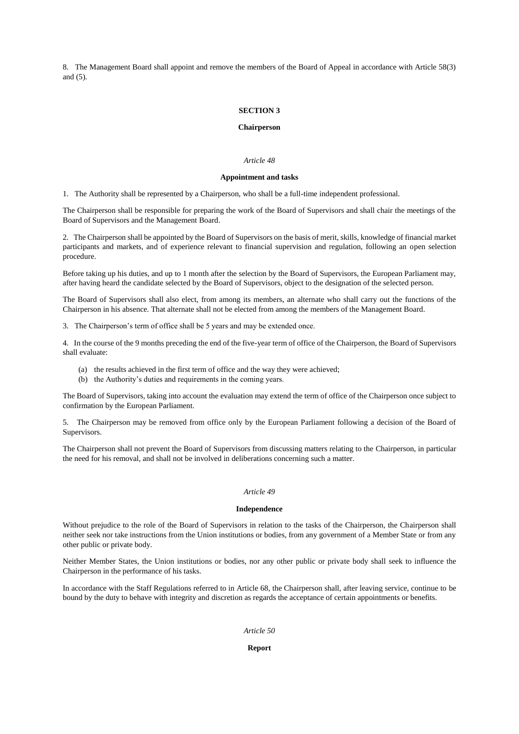8. The Management Board shall appoint and remove the members of the Board of Appeal in accordance with Article 58(3) and (5).

## SECTION 3

## Chairperson

### *Article 48*

### Appointment and tasks

1. The Authority shall be represented by a Chairperson, who shall be a full-time independent professional.

The Chairperson shall be responsible for preparing the work of the Board of Supervisors and shall chair the meetings of the Board of Supervisors and the Management Board.

2. The Chairperson shall be appointed by the Board of Supervisors on the basis of merit, skills, knowledge of financial market participants and markets, and of experience relevant to financial supervision and regulation, following an open selection procedure.

Before taking up his duties, and up to 1 month after the selection by the Board of Supervisors, the European Parliament may, after having heard the candidate selected by the Board of Supervisors, object to the designation of the selected person.

The Board of Supervisors shall also elect, from among its members, an alternate who shall carry out the functions of the Chairperson in his absence. That alternate shall not be elected from among the members of the Management Board.

3. The Chairperson's term of office shall be 5 years and may be extended once.

4. In the course of the 9 months preceding the end of the five-year term of office of the Chairperson, the Board of Supervisors shall evaluate:

- (a) the results achieved in the first term of office and the way they were achieved;
- (b) the Authority's duties and requirements in the coming years.

The Board of Supervisors, taking into account the evaluation may extend the term of office of the Chairperson once subject to confirmation by the European Parliament.

5. The Chairperson may be removed from office only by the European Parliament following a decision of the Board of Supervisors.

The Chairperson shall not prevent the Board of Supervisors from discussing matters relating to the Chairperson, in particular the need for his removal, and shall not be involved in deliberations concerning such a matter.

### *Article 49*

### Independence

Without prejudice to the role of the Board of Supervisors in relation to the tasks of the Chairperson, the Chairperson shall neither seek nor take instructions from the Union institutions or bodies, from any government of a Member State or from any other public or private body.

Neither Member States, the Union institutions or bodies, nor any other public or private body shall seek to influence the Chairperson in the performance of his tasks.

In accordance with the Staff Regulations referred to in Article 68, the Chairperson shall, after leaving service, continue to be bound by the duty to behave with integrity and discretion as regards the acceptance of certain appointments or benefits.

### *Article 50*

### Report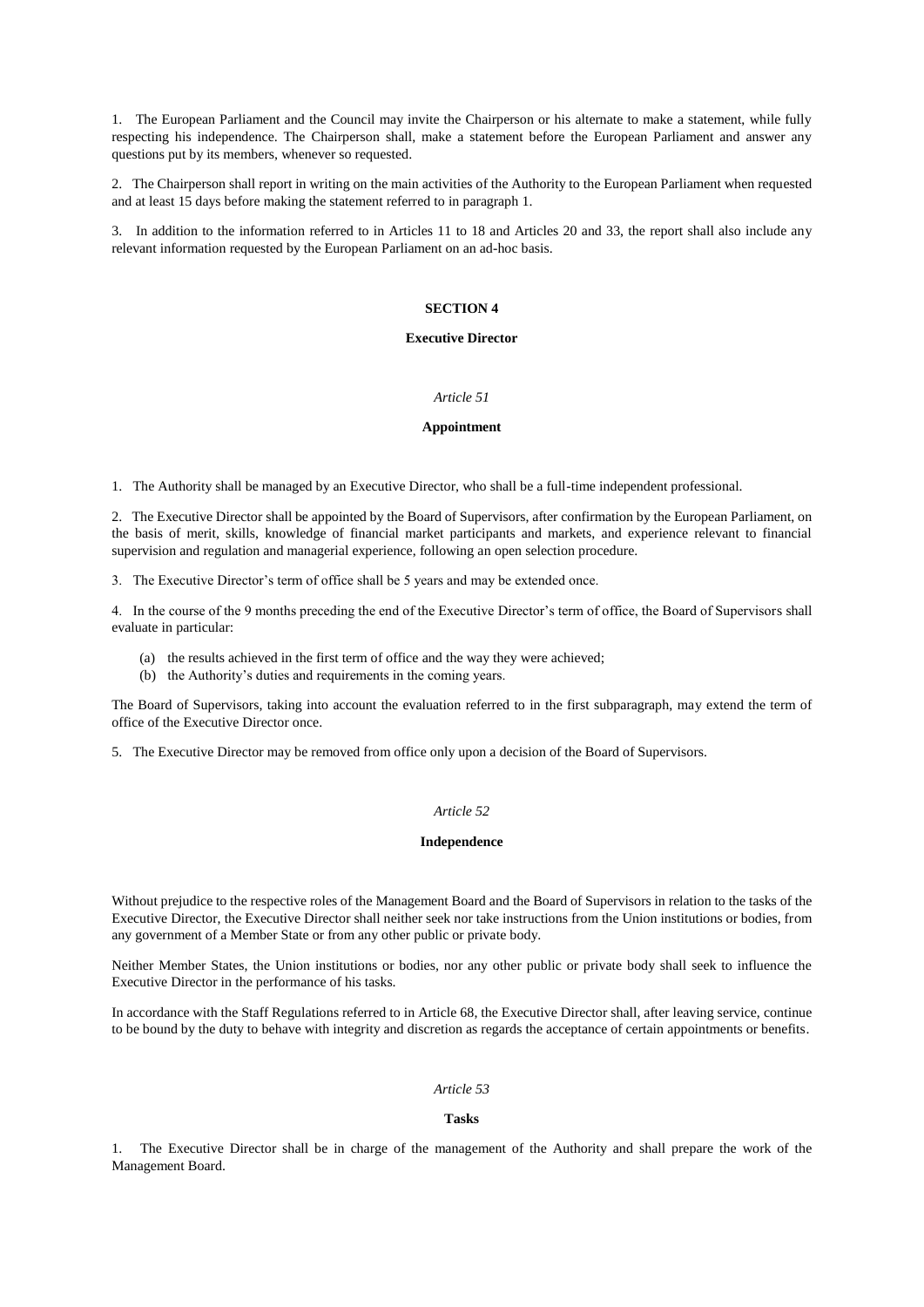1. The European Parliament and the Council may invite the Chairperson or his alternate to make a statement, while fully respecting his independence. The Chairperson shall, make a statement before the European Parliament and answer any questions put by its members, whenever so requested.

2. The Chairperson shall report in writing on the main activities of the Authority to the European Parliament when requested and at least 15 days before making the statement referred to in paragraph 1.

3. In addition to the information referred to in Articles 11 to 18 and Articles 20 and 33, the report shall also include any relevant information requested by the European Parliament on an ad-hoc basis.

## SECTION 4

## Executive Director

### *Article 51*

### Appointment

1. The Authority shall be managed by an Executive Director, who shall be a full-time independent professional.

2. The Executive Director shall be appointed by the Board of Supervisors, after confirmation by the European Parliament, on the basis of merit, skills, knowledge of financial market participants and markets, and experience relevant to financial supervision and regulation and managerial experience, following an open selection procedure.

3. The Executive Director's term of office shall be 5 years and may be extended once.

4. In the course of the 9 months preceding the end of the Executive Director's term of office, the Board of Supervisors shall evaluate in particular:

- (a) the results achieved in the first term of office and the way they were achieved;
- (b) the Authority's duties and requirements in the coming years.

The Board of Supervisors, taking into account the evaluation referred to in the first subparagraph, may extend the term of office of the Executive Director once.

5. The Executive Director may be removed from office only upon a decision of the Board of Supervisors.

### *Article 52*

### Independence

Without prejudice to the respective roles of the Management Board and the Board of Supervisors in relation to the tasks of the Executive Director, the Executive Director shall neither seek nor take instructions from the Union institutions or bodies, from any government of a Member State or from any other public or private body.

Neither Member States, the Union institutions or bodies, nor any other public or private body shall seek to influence the Executive Director in the performance of his tasks.

In accordance with the Staff Regulations referred to in Article 68, the Executive Director shall, after leaving service, continue to be bound by the duty to behave with integrity and discretion as regards the acceptance of certain appointments or benefits.

### *Article 53*

### Tasks

1. The Executive Director shall be in charge of the management of the Authority and shall prepare the work of the Management Board.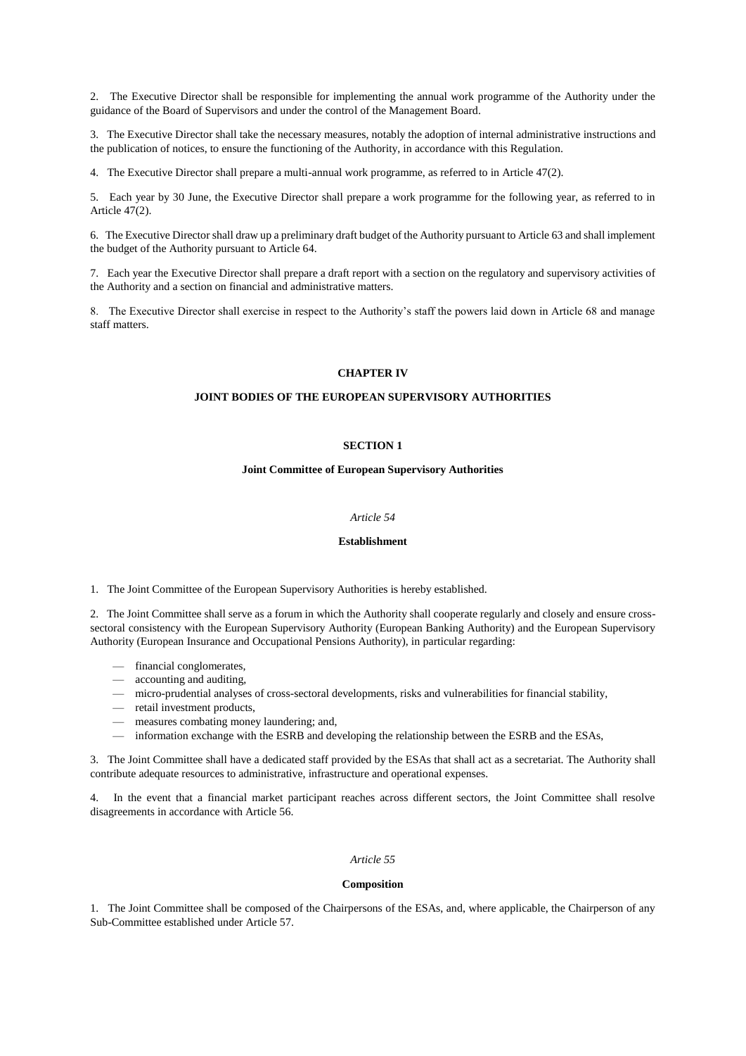2. The Executive Director shall be responsible for implementing the annual work programme of the Authority under the guidance of the Board of Supervisors and under the control of the Management Board.

3. The Executive Director shall take the necessary measures, notably the adoption of internal administrative instructions and the publication of notices, to ensure the functioning of the Authority, in accordance with this Regulation.

4. The Executive Director shall prepare a multi-annual work programme, as referred to in Article 47(2).

5. Each year by 30 June, the Executive Director shall prepare a work programme for the following year, as referred to in Article 47(2).

6. The Executive Director shall draw up a preliminary draft budget of the Authority pursuant to Article 63 and shall implement the budget of the Authority pursuant to Article 64.

7. Each year the Executive Director shall prepare a draft report with a section on the regulatory and supervisory activities of the Authority and a section on financial and administrative matters.

8. The Executive Director shall exercise in respect to the Authority's staff the powers laid down in Article 68 and manage staff matters.

## CHAPTER IV

## JOINT BODIES OF THE EUROPEAN SUPERVISORY AUTHORITIES

### SECTION 1

### Joint Committee of European Supervisory Authorities

*Article 54*

**Establishment**

1. The Joint Committee of the European Supervisory Authorities is hereby established.

2. The Joint Committee shall serve as a forum in which the Authority shall cooperate regularly and closely and ensure cross-sectoral consistency with the European Supervisory Authority (European Banking Authority) and the European Supervisory Authority (European Insurance and Occupational Pensions Authority), in particular regarding:

- financial conglomerates,
- accounting and auditing,
- micro-prudential analyses of cross-sectoral developments, risks and vulnerabilities for financial stability,
- retail investment products,
- measures combating money laundering; and,
- information exchange with the ESRB and developing the relationship between the ESRB and the ESAs,

3. The Joint Committee shall have a dedicated staff provided by the ESAs that shall act as a secretariat. The Authority shall contribute adequate resources to administrative, infrastructure and operational expenses.

4. In the event that a financial market participant reaches across different sectors, the Joint Committee shall resolve disagreements in accordance with Article 56.

*Article 55*

**Composition**

1. The Joint Committee shall be composed of the Chairpersons of the ESAs, and, where applicable, the Chairperson of any Sub-Committee established under Article 57.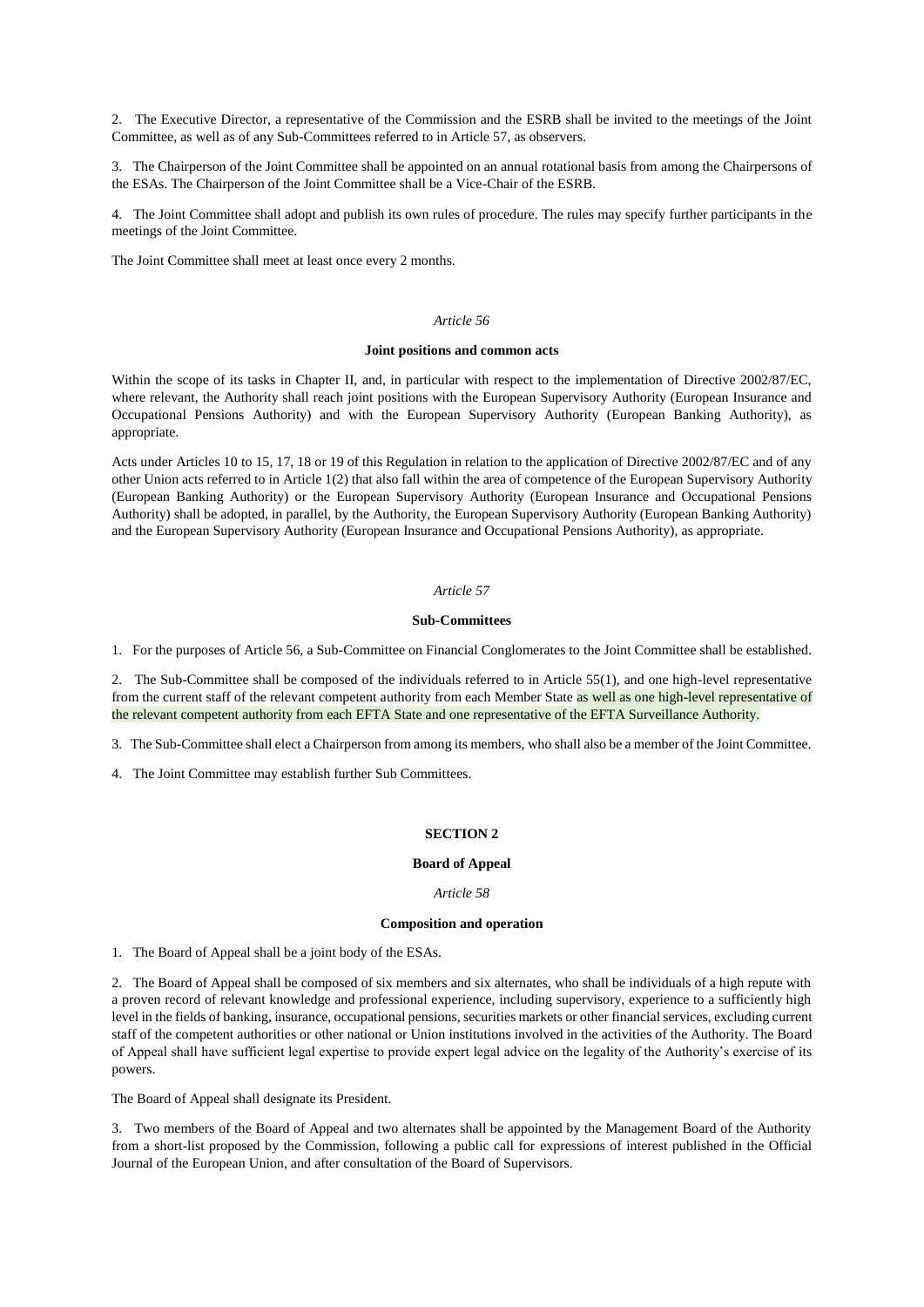2. The Executive Director, a representative of the Commission and the ESRB shall be invited to the meetings of the Joint Committee, as well as of any Sub-Committees referred to in Article 57, as observers.

3. The Chairperson of the Joint Committee shall be appointed on an annual rotational basis from among the Chairpersons of the ESAs. The Chairperson of the Joint Committee shall be a Vice-Chair of the ESRB.

4. The Joint Committee shall adopt and publish its own rules of procedure. The rules may specify further participants in the meetings of the Joint Committee.

The Joint Committee shall meet at least once every 2 months.

*Article 56*

**Joint positions and common acts**

Within the scope of its tasks in Chapter II, and, in particular with respect to the implementation of Directive 2002/87/EC, where relevant, the Authority shall reach joint positions with the European Supervisory Authority (European Insurance and Occupational Pensions Authority) and with the European Supervisory Authority (European Banking Authority), as appropriate.

Acts under Articles 10 to 15, 17, 18 or 19 of this Regulation in relation to the application of Directive 2002/87/EC and of any other Union acts referred to in Article 1(2) that also fall within the area of competence of the European Supervisory Authority (European Banking Authority) or the European Supervisory Authority (European Insurance and Occupational Pensions Authority) shall be adopted, in parallel, by the Authority, the European Supervisory Authority (European Banking Authority) and the European Supervisory Authority (European Insurance and Occupational Pensions Authority), as appropriate.

*Article 57*

**Sub-Committees**

1. For the purposes of Article 56, a Sub-Committee on Financial Conglomerates to the Joint Committee shall be established.

2. The Sub-Committee shall be composed of the individuals referred to in Article 55(1), and one high-level representative from the current staff of the relevant competent authority from each Member State as well as one high-level representative of the relevant competent authority from each EFTA State and one representative of the EFTA Surveillance Authority.

3. The Sub-Committee shall elect a Chairperson from among its members, who shall also be a member of the Joint Committee.

4. The Joint Committee may establish further Sub Committees.

**SECTION 2**

**Board of Appeal**

*Article 58*

**Composition and operation**

1. The Board of Appeal shall be a joint body of the ESAs.

2. The Board of Appeal shall be composed of six members and six alternates, who shall be individuals of a high repute with a proven record of relevant knowledge and professional experience, including supervisory, experience to a sufficiently high level in the fields of banking, insurance, occupational pensions, securities markets or other financial services, excluding current staff of the competent authorities or other national or Union institutions involved in the activities of the Authority. The Board of Appeal shall have sufficient legal expertise to provide expert legal advice on the legality of the Authority's exercise of its powers.

The Board of Appeal shall designate its President.

3. Two members of the Board of Appeal and two alternates shall be appointed by the Management Board of the Authority from a short-list proposed by the Commission, following a public call for expressions of interest published in the Official Journal of the European Union, and after consultation of the Board of Supervisors.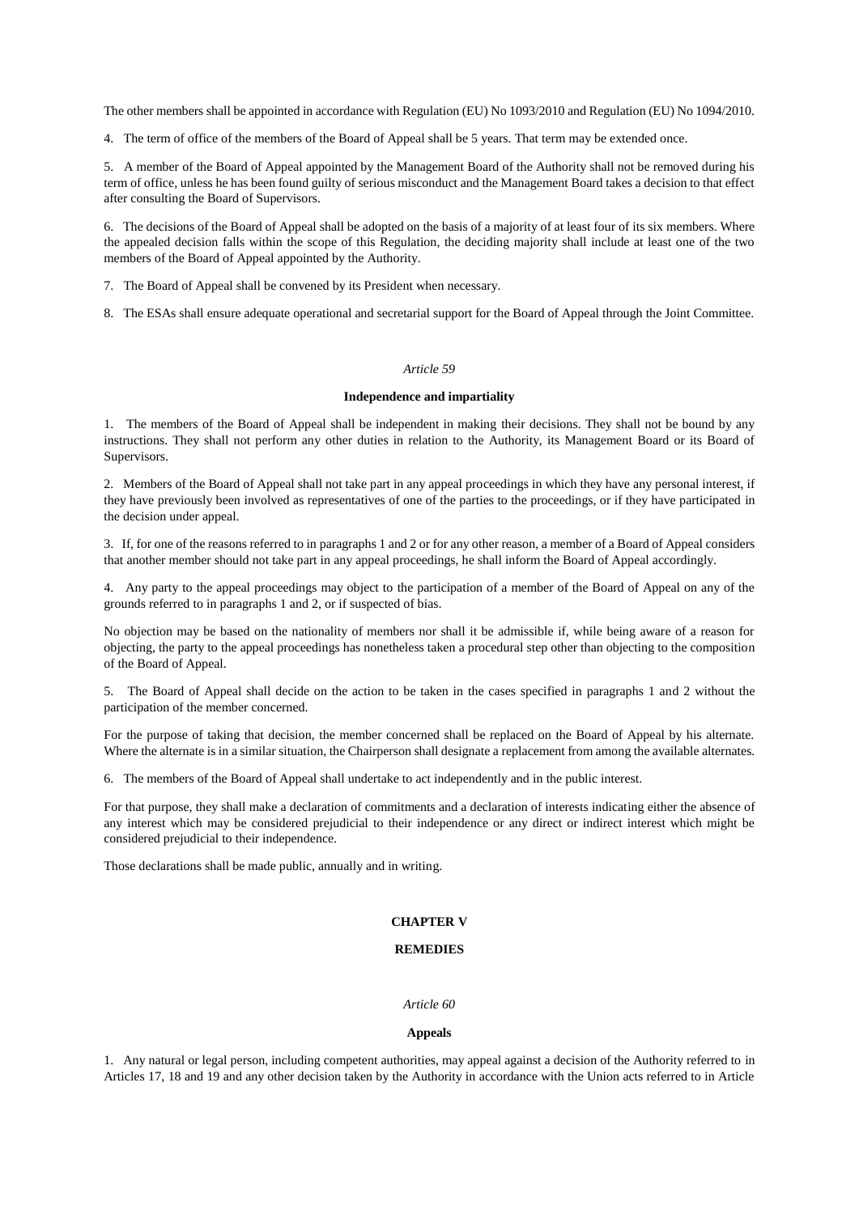The other members shall be appointed in accordance with Regulation (EU) No 1093/2010 and Regulation (EU) No 1094/2010.

4. The term of office of the members of the Board of Appeal shall be 5 years. That term may be extended once.

5. A member of the Board of Appeal appointed by the Management Board of the Authority shall not be removed during his term of office, unless he has been found guilty of serious misconduct and the Management Board takes a decision to that effect after consulting the Board of Supervisors.

6. The decisions of the Board of Appeal shall be adopted on the basis of a majority of at least four of its six members. Where the appealed decision falls within the scope of this Regulation, the deciding majority shall include at least one of the two members of the Board of Appeal appointed by the Authority.

7. The Board of Appeal shall be convened by its President when necessary.

8. The ESAs shall ensure adequate operational and secretarial support for the Board of Appeal through the Joint Committee.

*Article 59*

**Independence and impartiality**

1. The members of the Board of Appeal shall be independent in making their decisions. They shall not be bound by any instructions. They shall not perform any other duties in relation to the Authority, its Management Board or its Board of Supervisors.

2. Members of the Board of Appeal shall not take part in any appeal proceedings in which they have any personal interest, if they have previously been involved as representatives of one of the parties to the proceedings, or if they have participated in the decision under appeal.

3. If, for one of the reasons referred to in paragraphs 1 and 2 or for any other reason, a member of a Board of Appeal considers that another member should not take part in any appeal proceedings, he shall inform the Board of Appeal accordingly.

4. Any party to the appeal proceedings may object to the participation of a member of the Board of Appeal on any of the grounds referred to in paragraphs 1 and 2, or if suspected of bias.

No objection may be based on the nationality of members nor shall it be admissible if, while being aware of a reason for objecting, the party to the appeal proceedings has nonetheless taken a procedural step other than objecting to the composition of the Board of Appeal.

5. The Board of Appeal shall decide on the action to be taken in the cases specified in paragraphs 1 and 2 without the participation of the member concerned.

For the purpose of taking that decision, the member concerned shall be replaced on the Board of Appeal by his alternate. Where the alternate is in a similar situation, the Chairperson shall designate a replacement from among the available alternates.

6. The members of the Board of Appeal shall undertake to act independently and in the public interest.

For that purpose, they shall make a declaration of commitments and a declaration of interests indicating either the absence of any interest which may be considered prejudicial to their independence or any direct or indirect interest which might be considered prejudicial to their independence.

Those declarations shall be made public, annually and in writing.

## CHAPTER V

## REMEDIES

*Article 60*

**Appeals**

1. Any natural or legal person, including competent authorities, may appeal against a decision of the Authority referred to in Articles 17, 18 and 19 and any other decision taken by the Authority in accordance with the Union acts referred to in Article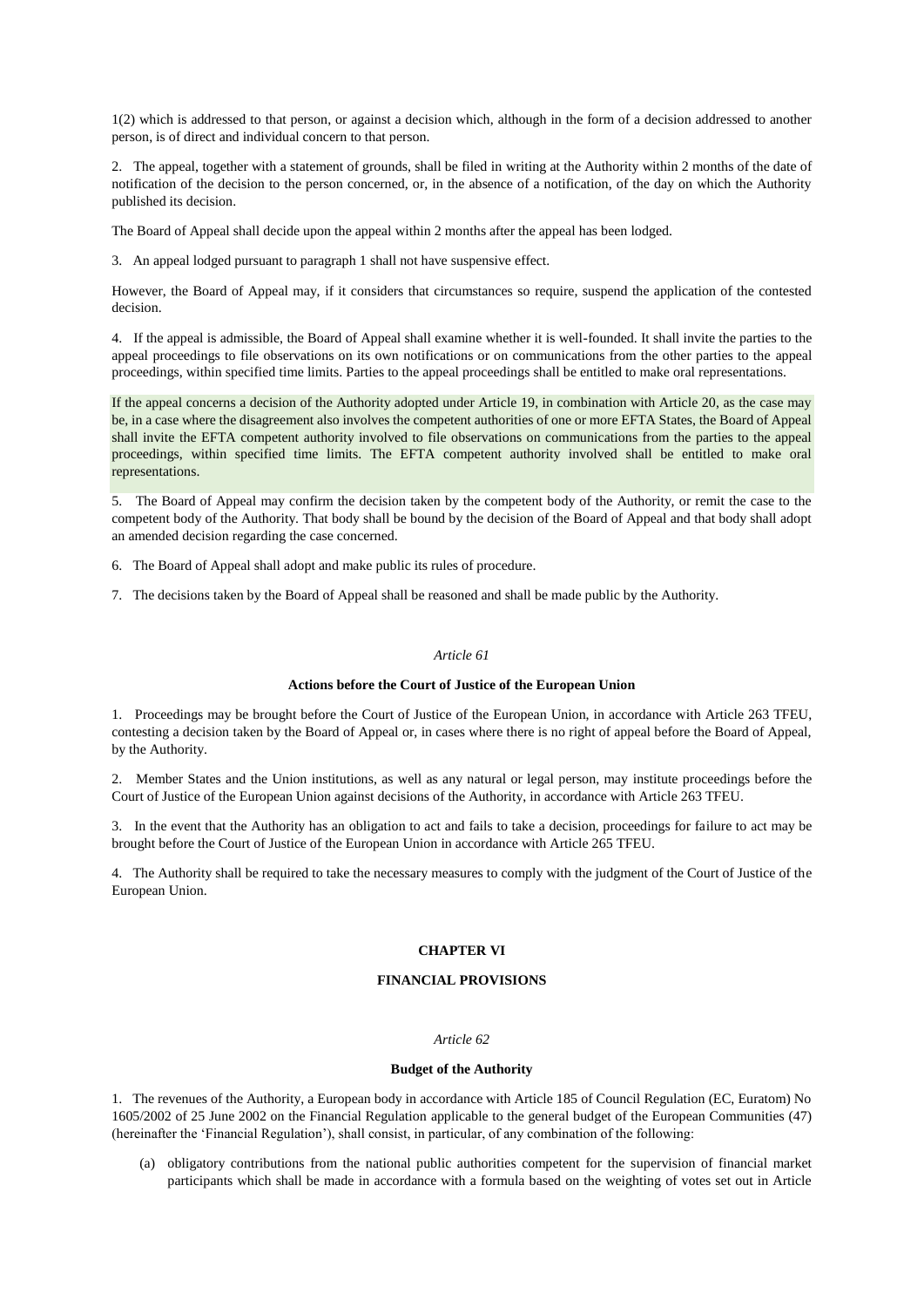1(2) which is addressed to that person, or against a decision which, although in the form of a decision addressed to another person, is of direct and individual concern to that person.

2. The appeal, together with a statement of grounds, shall be filed in writing at the Authority within 2 months of the date of notification of the decision to the person concerned, or, in the absence of a notification, of the day on which the Authority published its decision.

The Board of Appeal shall decide upon the appeal within 2 months after the appeal has been lodged.

3. An appeal lodged pursuant to paragraph 1 shall not have suspensive effect.

However, the Board of Appeal may, if it considers that circumstances so require, suspend the application of the contested decision.

4. If the appeal is admissible, the Board of Appeal shall examine whether it is well-founded. It shall invite the parties to the appeal proceedings to file observations on its own notifications or on communications from the other parties to the appeal proceedings, within specified time limits. Parties to the appeal proceedings shall be entitled to make oral representations.

If the appeal concerns a decision of the Authority adopted under Article 19, in combination with Article 20, as the case may be, in a case where the disagreement also involves the competent authorities of one or more EFTA States, the Board of Appeal shall invite the EFTA competent authority involved to file observations on communications from the parties to the appeal proceedings, within specified time limits. The EFTA competent authority involved shall be entitled to make oral representations.

5. The Board of Appeal may confirm the decision taken by the competent body of the Authority, or remit the case to the competent body of the Authority. That body shall be bound by the decision of the Board of Appeal and that body shall adopt an amended decision regarding the case concerned.

6. The Board of Appeal shall adopt and make public its rules of procedure.

7. The decisions taken by the Board of Appeal shall be reasoned and shall be made public by the Authority.

*Article 61*

**Actions before the Court of Justice of the European Union**

1. Proceedings may be brought before the Court of Justice of the European Union, in accordance with Article 263 TFEU, contesting a decision taken by the Board of Appeal or, in cases where there is no right of appeal before the Board of Appeal, by the Authority.

2. Member States and the Union institutions, as well as any natural or legal person, may institute proceedings before the Court of Justice of the European Union against decisions of the Authority, in accordance with Article 263 TFEU.

3. In the event that the Authority has an obligation to act and fails to take a decision, proceedings for failure to act may be brought before the Court of Justice of the European Union in accordance with Article 265 TFEU.

4. The Authority shall be required to take the necessary measures to comply with the judgment of the Court of Justice of the European Union.

## CHAPTER VI

## FINANCIAL PROVISIONS

*Article 62*

**Budget of the Authority**

1. The revenues of the Authority, a European body in accordance with Article 185 of Council Regulation (EC, Euratom) No 1605/2002 of 25 June 2002 on the Financial Regulation applicable to the general budget of the European Communities (47) (hereinafter the 'Financial Regulation'), shall consist, in particular, of any combination of the following:

(a) obligatory contributions from the national public authorities competent for the supervision of financial market participants which shall be made in accordance with a formula based on the weighting of votes set out in Article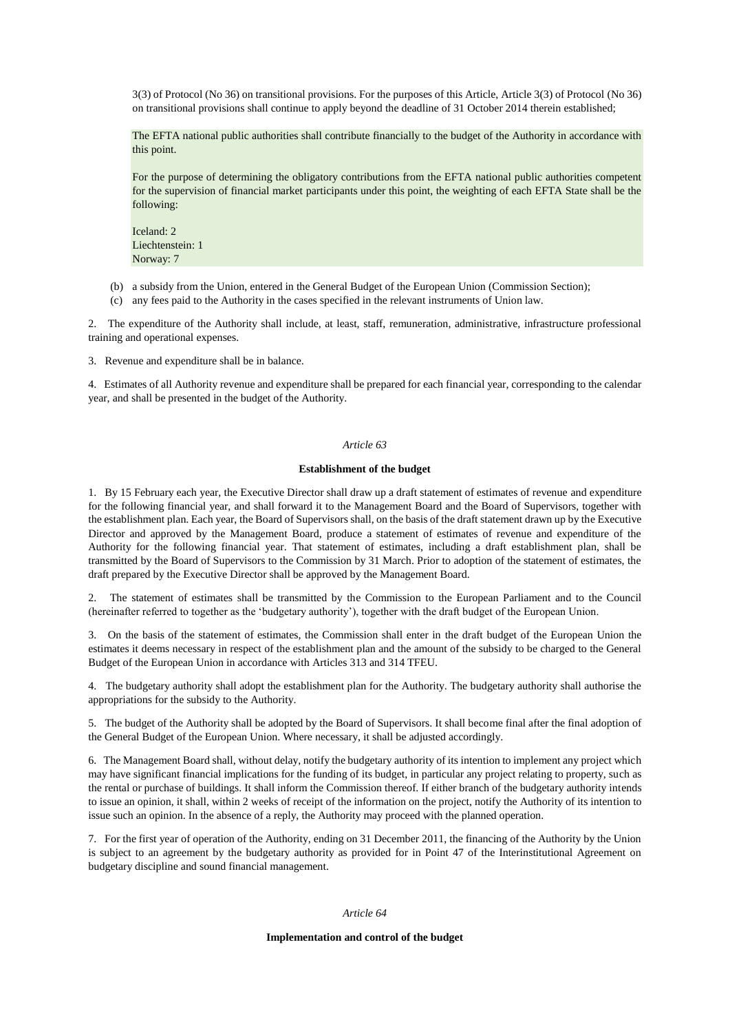3(3) of Protocol (No 36) on transitional provisions. For the purposes of this Article, Article 3(3) of Protocol (No 36) on transitional provisions shall continue to apply beyond the deadline of 31 October 2014 therein established;

The EFTA national public authorities shall contribute financially to the budget of the Authority in accordance with this point.

For the purpose of determining the obligatory contributions from the EFTA national public authorities competent for the supervision of financial market participants under this point, the weighting of each EFTA State shall be the following:

Iceland: 2
Liechtenstein: 1
Norway: 7

(b) a subsidy from the Union, entered in the General Budget of the European Union (Commission Section);

(c) any fees paid to the Authority in the cases specified in the relevant instruments of Union law.

2. The expenditure of the Authority shall include, at least, staff, remuneration, administrative, infrastructure professional training and operational expenses.

3. Revenue and expenditure shall be in balance.

4. Estimates of all Authority revenue and expenditure shall be prepared for each financial year, corresponding to the calendar year, and shall be presented in the budget of the Authority.

*Article 63*

**Establishment of the budget**

1. By 15 February each year, the Executive Director shall draw up a draft statement of estimates of revenue and expenditure for the following financial year, and shall forward it to the Management Board and the Board of Supervisors, together with the establishment plan. Each year, the Board of Supervisors shall, on the basis of the draft statement drawn up by the Executive Director and approved by the Management Board, produce a statement of estimates of revenue and expenditure of the Authority for the following financial year. That statement of estimates, including a draft establishment plan, shall be transmitted by the Board of Supervisors to the Commission by 31 March. Prior to adoption of the statement of estimates, the draft prepared by the Executive Director shall be approved by the Management Board.

2. The statement of estimates shall be transmitted by the Commission to the European Parliament and to the Council (hereinafter referred to together as the 'budgetary authority'), together with the draft budget of the European Union.

3. On the basis of the statement of estimates, the Commission shall enter in the draft budget of the European Union the estimates it deems necessary in respect of the establishment plan and the amount of the subsidy to be charged to the General Budget of the European Union in accordance with Articles 313 and 314 TFEU.

4. The budgetary authority shall adopt the establishment plan for the Authority. The budgetary authority shall authorise the appropriations for the subsidy to the Authority.

5. The budget of the Authority shall be adopted by the Board of Supervisors. It shall become final after the final adoption of the General Budget of the European Union. Where necessary, it shall be adjusted accordingly.

6. The Management Board shall, without delay, notify the budgetary authority of its intention to implement any project which may have significant financial implications for the funding of its budget, in particular any project relating to property, such as the rental or purchase of buildings. It shall inform the Commission thereof. If either branch of the budgetary authority intends to issue an opinion, it shall, within 2 weeks of receipt of the information on the project, notify the Authority of its intention to issue such an opinion. In the absence of a reply, the Authority may proceed with the planned operation.

7. For the first year of operation of the Authority, ending on 31 December 2011, the financing of the Authority by the Union is subject to an agreement by the budgetary authority as provided for in Point 47 of the Interinstitutional Agreement on budgetary discipline and sound financial management.

*Article 64*

**Implementation and control of the budget**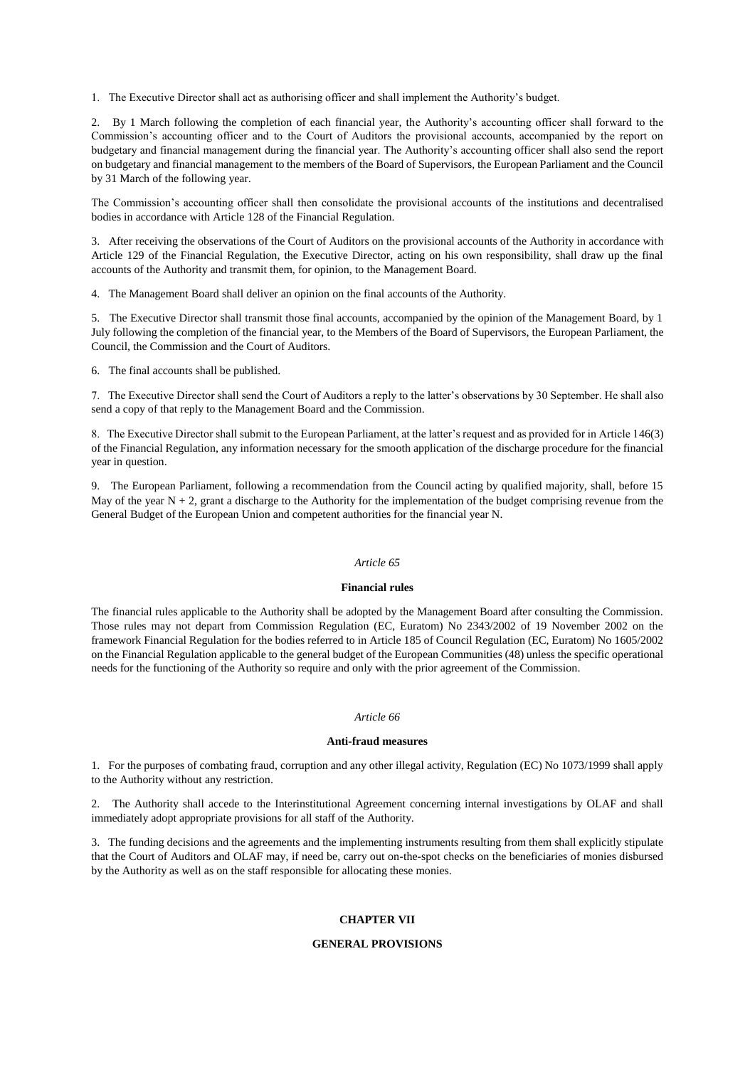1. The Executive Director shall act as authorising officer and shall implement the Authority's budget.

2. By 1 March following the completion of each financial year, the Authority's accounting officer shall forward to the Commission's accounting officer and to the Court of Auditors the provisional accounts, accompanied by the report on budgetary and financial management during the financial year. The Authority's accounting officer shall also send the report on budgetary and financial management to the members of the Board of Supervisors, the European Parliament and the Council by 31 March of the following year.

The Commission's accounting officer shall then consolidate the provisional accounts of the institutions and decentralised bodies in accordance with Article 128 of the Financial Regulation.

3. After receiving the observations of the Court of Auditors on the provisional accounts of the Authority in accordance with Article 129 of the Financial Regulation, the Executive Director, acting on his own responsibility, shall draw up the final accounts of the Authority and transmit them, for opinion, to the Management Board.

4. The Management Board shall deliver an opinion on the final accounts of the Authority.

5. The Executive Director shall transmit those final accounts, accompanied by the opinion of the Management Board, by 1 July following the completion of the financial year, to the Members of the Board of Supervisors, the European Parliament, the Council, the Commission and the Court of Auditors.

6. The final accounts shall be published.

7. The Executive Director shall send the Court of Auditors a reply to the latter's observations by 30 September. He shall also send a copy of that reply to the Management Board and the Commission.

8. The Executive Director shall submit to the European Parliament, at the latter's request and as provided for in Article 146(3) of the Financial Regulation, any information necessary for the smooth application of the discharge procedure for the financial year in question.

9. The European Parliament, following a recommendation from the Council acting by qualified majority, shall, before 15 May of the year N + 2, grant a discharge to the Authority for the implementation of the budget comprising revenue from the General Budget of the European Union and competent authorities for the financial year N.

*Article 65*

**Financial rules**

The financial rules applicable to the Authority shall be adopted by the Management Board after consulting the Commission. Those rules may not depart from Commission Regulation (EC, Euratom) No 2343/2002 of 19 November 2002 on the framework Financial Regulation for the bodies referred to in Article 185 of Council Regulation (EC, Euratom) No 1605/2002 on the Financial Regulation applicable to the general budget of the European Communities (48) unless the specific operational needs for the functioning of the Authority so require and only with the prior agreement of the Commission.

*Article 66*

**Anti-fraud measures**

1. For the purposes of combating fraud, corruption and any other illegal activity, Regulation (EC) No 1073/1999 shall apply to the Authority without any restriction.

2. The Authority shall accede to the Interinstitutional Agreement concerning internal investigations by OLAF and shall immediately adopt appropriate provisions for all staff of the Authority.

3. The funding decisions and the agreements and the implementing instruments resulting from them shall explicitly stipulate that the Court of Auditors and OLAF may, if need be, carry out on-the-spot checks on the beneficiaries of monies disbursed by the Authority as well as on the staff responsible for allocating these monies.

**CHAPTER VII**

**GENERAL PROVISIONS**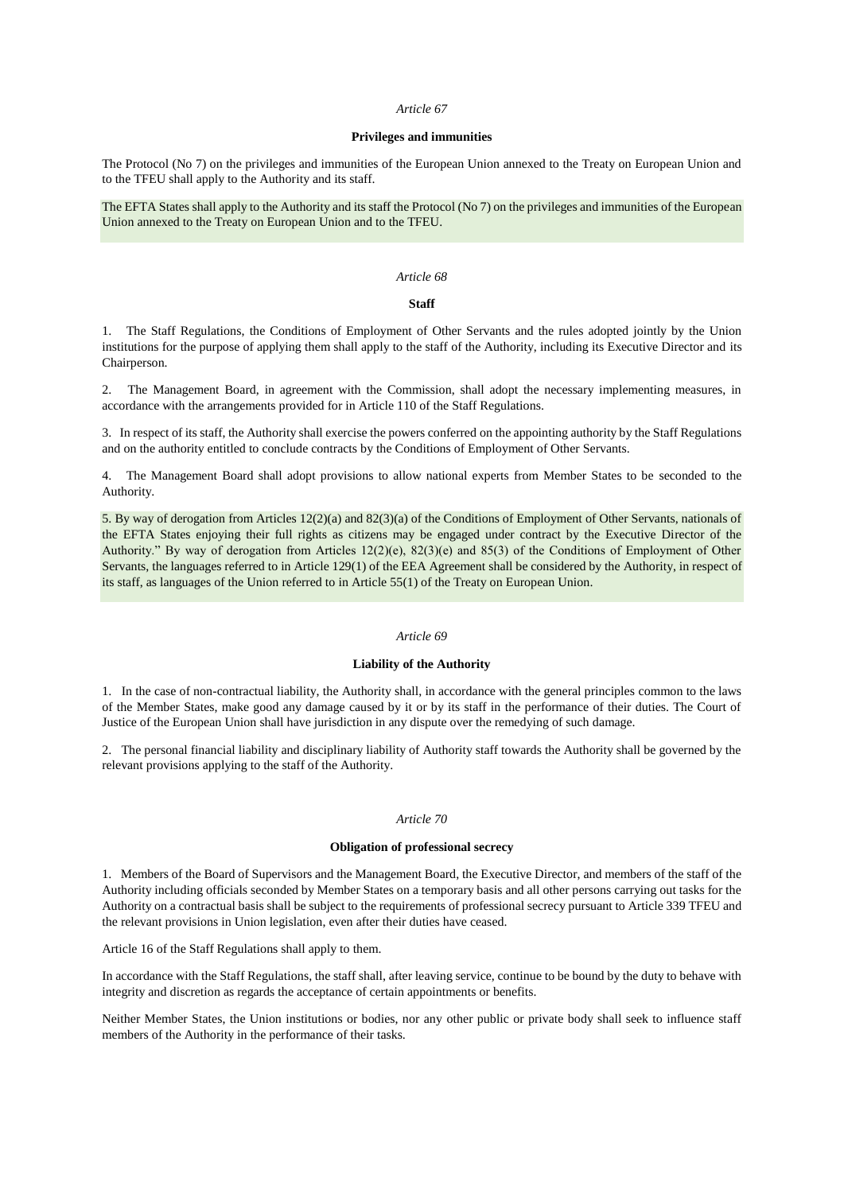*Article 67*

**Privileges and immunities**

The Protocol (No 7) on the privileges and immunities of the European Union annexed to the Treaty on European Union and to the TFEU shall apply to the Authority and its staff.

The EFTA States shall apply to the Authority and its staff the Protocol (No 7) on the privileges and immunities of the European Union annexed to the Treaty on European Union and to the TFEU.

*Article 68*

**Staff**

1. The Staff Regulations, the Conditions of Employment of Other Servants and the rules adopted jointly by the Union institutions for the purpose of applying them shall apply to the staff of the Authority, including its Executive Director and its Chairperson.

2. The Management Board, in agreement with the Commission, shall adopt the necessary implementing measures, in accordance with the arrangements provided for in Article 110 of the Staff Regulations.

3. In respect of its staff, the Authority shall exercise the powers conferred on the appointing authority by the Staff Regulations and on the authority entitled to conclude contracts by the Conditions of Employment of Other Servants.

4. The Management Board shall adopt provisions to allow national experts from Member States to be seconded to the Authority.

5. By way of derogation from Articles 12(2)(a) and 82(3)(a) of the Conditions of Employment of Other Servants, nationals of the EFTA States enjoying their full rights as citizens may be engaged under contract by the Executive Director of the Authority." By way of derogation from Articles 12(2)(e), 82(3)(e) and 85(3) of the Conditions of Employment of Other Servants, the languages referred to in Article 129(1) of the EEA Agreement shall be considered by the Authority, in respect of its staff, as languages of the Union referred to in Article 55(1) of the Treaty on European Union.

*Article 69*

**Liability of the Authority**

1. In the case of non-contractual liability, the Authority shall, in accordance with the general principles common to the laws of the Member States, make good any damage caused by it or by its staff in the performance of their duties. The Court of Justice of the European Union shall have jurisdiction in any dispute over the remedying of such damage.

2. The personal financial liability and disciplinary liability of Authority staff towards the Authority shall be governed by the relevant provisions applying to the staff of the Authority.

*Article 70*

**Obligation of professional secrecy**

1. Members of the Board of Supervisors and the Management Board, the Executive Director, and members of the staff of the Authority including officials seconded by Member States on a temporary basis and all other persons carrying out tasks for the Authority on a contractual basis shall be subject to the requirements of professional secrecy pursuant to Article 339 TFEU and the relevant provisions in Union legislation, even after their duties have ceased.

Article 16 of the Staff Regulations shall apply to them.

In accordance with the Staff Regulations, the staff shall, after leaving service, continue to be bound by the duty to behave with integrity and discretion as regards the acceptance of certain appointments or benefits.

Neither Member States, the Union institutions or bodies, nor any other public or private body shall seek to influence staff members of the Authority in the performance of their tasks.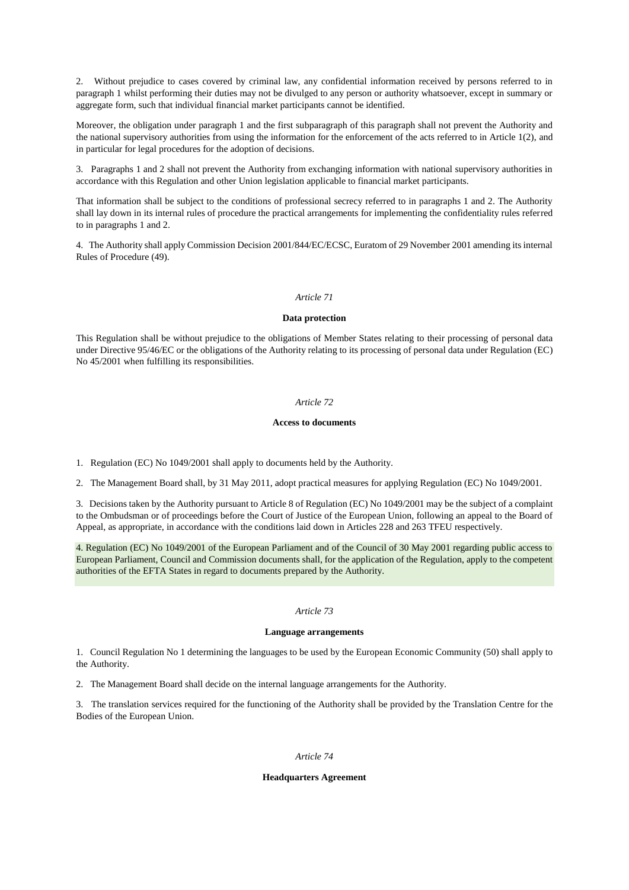2. Without prejudice to cases covered by criminal law, any confidential information received by persons referred to in paragraph 1 whilst performing their duties may not be divulged to any person or authority whatsoever, except in summary or aggregate form, such that individual financial market participants cannot be identified.

Moreover, the obligation under paragraph 1 and the first subparagraph of this paragraph shall not prevent the Authority and the national supervisory authorities from using the information for the enforcement of the acts referred to in Article 1(2), and in particular for legal procedures for the adoption of decisions.

3. Paragraphs 1 and 2 shall not prevent the Authority from exchanging information with national supervisory authorities in accordance with this Regulation and other Union legislation applicable to financial market participants.

That information shall be subject to the conditions of professional secrecy referred to in paragraphs 1 and 2. The Authority shall lay down in its internal rules of procedure the practical arrangements for implementing the confidentiality rules referred to in paragraphs 1 and 2.

4. The Authority shall apply Commission Decision 2001/844/EC/ECSC, Euratom of 29 November 2001 amending its internal Rules of Procedure (49).

*Article 71*

**Data protection**

This Regulation shall be without prejudice to the obligations of Member States relating to their processing of personal data under Directive 95/46/EC or the obligations of the Authority relating to its processing of personal data under Regulation (EC) No 45/2001 when fulfilling its responsibilities.

*Article 72*

**Access to documents**

1. Regulation (EC) No 1049/2001 shall apply to documents held by the Authority.

2. The Management Board shall, by 31 May 2011, adopt practical measures for applying Regulation (EC) No 1049/2001.

3. Decisions taken by the Authority pursuant to Article 8 of Regulation (EC) No 1049/2001 may be the subject of a complaint to the Ombudsman or of proceedings before the Court of Justice of the European Union, following an appeal to the Board of Appeal, as appropriate, in accordance with the conditions laid down in Articles 228 and 263 TFEU respectively.

4. Regulation (EC) No 1049/2001 of the European Parliament and of the Council of 30 May 2001 regarding public access to European Parliament, Council and Commission documents shall, for the application of the Regulation, apply to the competent authorities of the EFTA States in regard to documents prepared by the Authority.

*Article 73*

**Language arrangements**

1. Council Regulation No 1 determining the languages to be used by the European Economic Community (50) shall apply to the Authority.

2. The Management Board shall decide on the internal language arrangements for the Authority.

3. The translation services required for the functioning of the Authority shall be provided by the Translation Centre for the Bodies of the European Union.

*Article 74*

**Headquarters Agreement**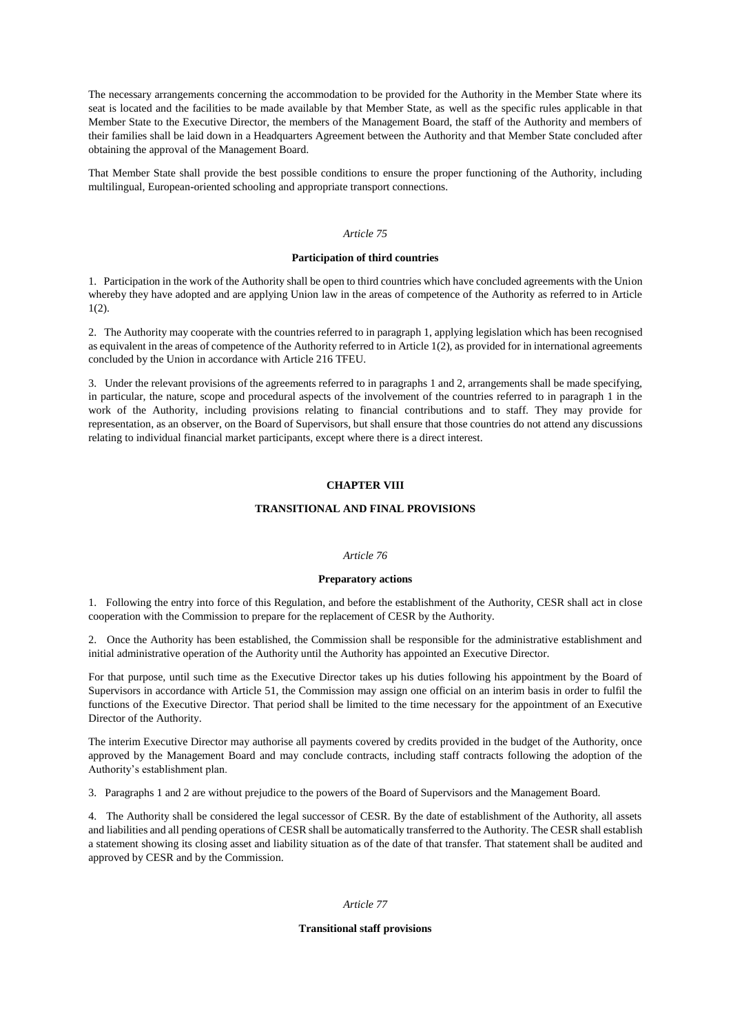The necessary arrangements concerning the accommodation to be provided for the Authority in the Member State where its seat is located and the facilities to be made available by that Member State, as well as the specific rules applicable in that Member State to the Executive Director, the members of the Management Board, the staff of the Authority and members of their families shall be laid down in a Headquarters Agreement between the Authority and that Member State concluded after obtaining the approval of the Management Board.

That Member State shall provide the best possible conditions to ensure the proper functioning of the Authority, including multilingual, European-oriented schooling and appropriate transport connections.

*Article 75*

**Participation of third countries**

1. Participation in the work of the Authority shall be open to third countries which have concluded agreements with the Union whereby they have adopted and are applying Union law in the areas of competence of the Authority as referred to in Article 1(2).

2. The Authority may cooperate with the countries referred to in paragraph 1, applying legislation which has been recognised as equivalent in the areas of competence of the Authority referred to in Article 1(2), as provided for in international agreements concluded by the Union in accordance with Article 216 TFEU.

3. Under the relevant provisions of the agreements referred to in paragraphs 1 and 2, arrangements shall be made specifying, in particular, the nature, scope and procedural aspects of the involvement of the countries referred to in paragraph 1 in the work of the Authority, including provisions relating to financial contributions and to staff. They may provide for representation, as an observer, on the Board of Supervisors, but shall ensure that those countries do not attend any discussions relating to individual financial market participants, except where there is a direct interest.

## CHAPTER VIII

## TRANSITIONAL AND FINAL PROVISIONS

*Article 76*

**Preparatory actions**

1. Following the entry into force of this Regulation, and before the establishment of the Authority, CESR shall act in close cooperation with the Commission to prepare for the replacement of CESR by the Authority.

2. Once the Authority has been established, the Commission shall be responsible for the administrative establishment and initial administrative operation of the Authority until the Authority has appointed an Executive Director.

For that purpose, until such time as the Executive Director takes up his duties following his appointment by the Board of Supervisors in accordance with Article 51, the Commission may assign one official on an interim basis in order to fulfil the functions of the Executive Director. That period shall be limited to the time necessary for the appointment of an Executive Director of the Authority.

The interim Executive Director may authorise all payments covered by credits provided in the budget of the Authority, once approved by the Management Board and may conclude contracts, including staff contracts following the adoption of the Authority's establishment plan.

3. Paragraphs 1 and 2 are without prejudice to the powers of the Board of Supervisors and the Management Board.

4. The Authority shall be considered the legal successor of CESR. By the date of establishment of the Authority, all assets and liabilities and all pending operations of CESR shall be automatically transferred to the Authority. The CESR shall establish a statement showing its closing asset and liability situation as of the date of that transfer. That statement shall be audited and approved by CESR and by the Commission.

*Article 77*

**Transitional staff provisions**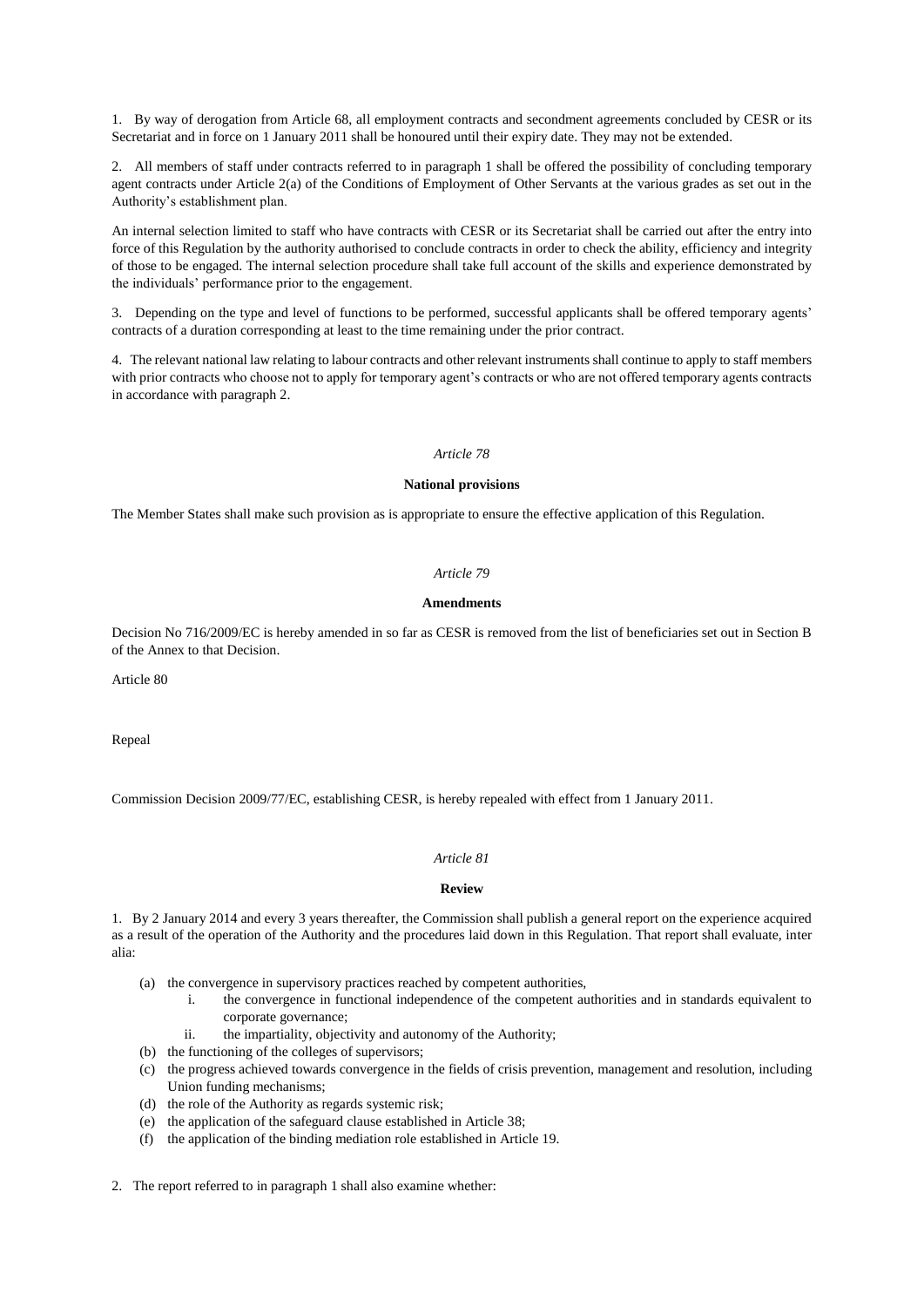1. By way of derogation from Article 68, all employment contracts and secondment agreements concluded by CESR or its Secretariat and in force on 1 January 2011 shall be honoured until their expiry date. They may not be extended.

2. All members of staff under contracts referred to in paragraph 1 shall be offered the possibility of concluding temporary agent contracts under Article 2(a) of the Conditions of Employment of Other Servants at the various grades as set out in the Authority's establishment plan.

An internal selection limited to staff who have contracts with CESR or its Secretariat shall be carried out after the entry into force of this Regulation by the authority authorised to conclude contracts in order to check the ability, efficiency and integrity of those to be engaged. The internal selection procedure shall take full account of the skills and experience demonstrated by the individuals' performance prior to the engagement.

3. Depending on the type and level of functions to be performed, successful applicants shall be offered temporary agents' contracts of a duration corresponding at least to the time remaining under the prior contract.

4. The relevant national law relating to labour contracts and other relevant instruments shall continue to apply to staff members with prior contracts who choose not to apply for temporary agent's contracts or who are not offered temporary agents contracts in accordance with paragraph 2.

*Article 78*

**National provisions**

The Member States shall make such provision as is appropriate to ensure the effective application of this Regulation.

*Article 79*

**Amendments**

Decision No 716/2009/EC is hereby amended in so far as CESR is removed from the list of beneficiaries set out in Section B of the Annex to that Decision.

Article 80

Repeal

Commission Decision 2009/77/EC, establishing CESR, is hereby repealed with effect from 1 January 2011.

*Article 81*

**Review**

1. By 2 January 2014 and every 3 years thereafter, the Commission shall publish a general report on the experience acquired as a result of the operation of the Authority and the procedures laid down in this Regulation. That report shall evaluate, inter alia:

- (a) the convergence in supervisory practices reached by competent authorities,
    - i. the convergence in functional independence of the competent authorities and in standards equivalent to corporate governance;
    - ii. the impartiality, objectivity and autonomy of the Authority;
- (b) the functioning of the colleges of supervisors;
- (c) the progress achieved towards convergence in the fields of crisis prevention, management and resolution, including Union funding mechanisms;
- (d) the role of the Authority as regards systemic risk;
- (e) the application of the safeguard clause established in Article 38;
- (f) the application of the binding mediation role established in Article 19.

2. The report referred to in paragraph 1 shall also examine whether: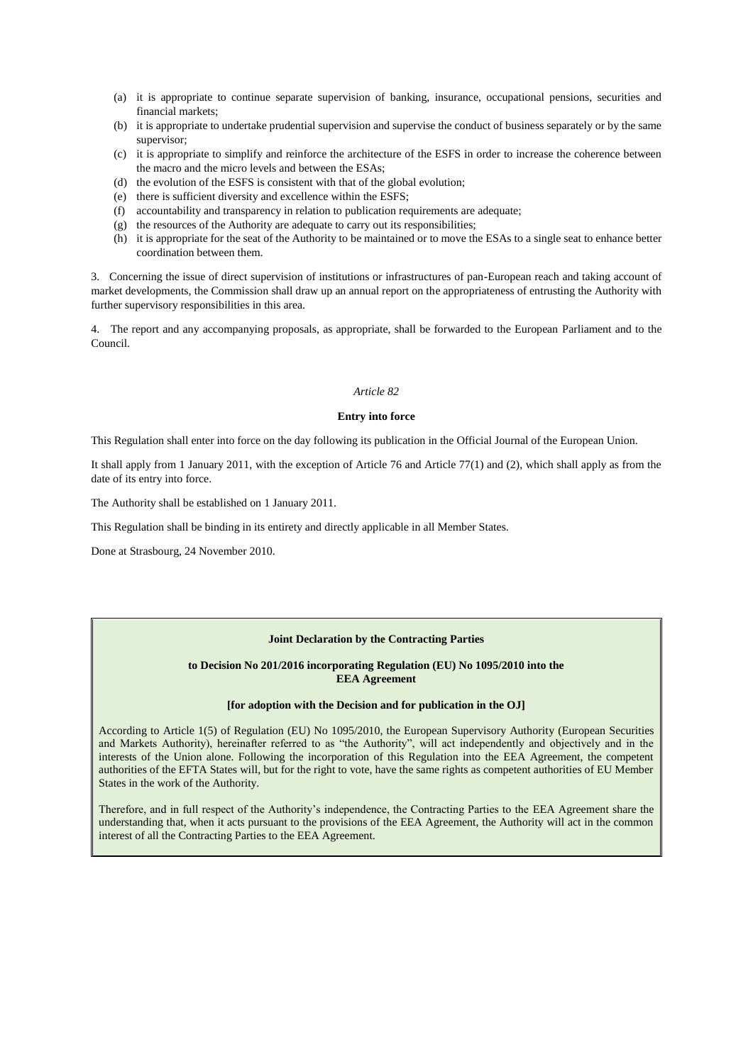(a) it is appropriate to continue separate supervision of banking, insurance, occupational pensions, securities and financial markets;
(b) it is appropriate to undertake prudential supervision and supervise the conduct of business separately or by the same supervisor;
(c) it is appropriate to simplify and reinforce the architecture of the ESFS in order to increase the coherence between the macro and the micro levels and between the ESAs;
(d) the evolution of the ESFS is consistent with that of the global evolution;
(e) there is sufficient diversity and excellence within the ESFS;
(f) accountability and transparency in relation to publication requirements are adequate;
(g) the resources of the Authority are adequate to carry out its responsibilities;
(h) it is appropriate for the seat of the Authority to be maintained or to move the ESAs to a single seat to enhance better coordination between them.

3. Concerning the issue of direct supervision of institutions or infrastructures of pan-European reach and taking account of market developments, the Commission shall draw up an annual report on the appropriateness of entrusting the Authority with further supervisory responsibilities in this area.

4. The report and any accompanying proposals, as appropriate, shall be forwarded to the European Parliament and to the Council.

*Article 82*

**Entry into force**

This Regulation shall enter into force on the day following its publication in the Official Journal of the European Union.

It shall apply from 1 January 2011, with the exception of Article 76 and Article 77(1) and (2), which shall apply as from the date of its entry into force.

The Authority shall be established on 1 January 2011.

This Regulation shall be binding in its entirety and directly applicable in all Member States.

Done at Strasbourg, 24 November 2010.

**Joint Declaration by the Contracting Parties**

**to Decision No 201/2016 incorporating Regulation (EU) No 1095/2010 into the EEA Agreement**

**[for adoption with the Decision and for publication in the OJ]**

According to Article 1(5) of Regulation (EU) No 1095/2010, the European Supervisory Authority (European Securities and Markets Authority), hereinafter referred to as "the Authority", will act independently and objectively and in the interests of the Union alone. Following the incorporation of this Regulation into the EEA Agreement, the competent authorities of the EFTA States will, but for the right to vote, have the same rights as competent authorities of EU Member States in the work of the Authority.

Therefore, and in full respect of the Authority's independence, the Contracting Parties to the EEA Agreement share the understanding that, when it acts pursuant to the provisions of the EEA Agreement, the Authority will act in the common interest of all the Contracting Parties to the EEA Agreement.